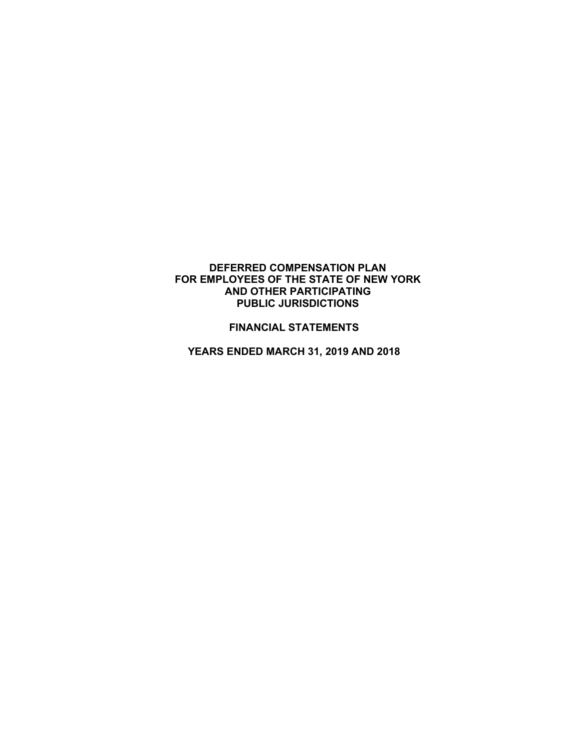# DEFERRED COMPENSATION PLAN FOR EMPLOYEES OF THE STATE OF NEW YORK AND OTHER PARTICIPATING PUBLIC JURISDICTIONS

## FINANCIAL STATEMENTS

## YEARS ENDED MARCH 31, 2019 AND 2018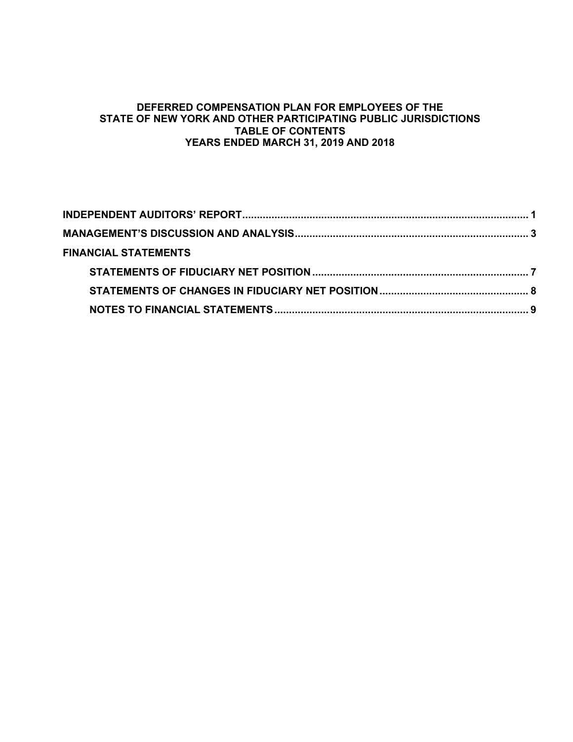# DEFERRED COMPENSATION PLAN FOR EMPLOYEES OF THE STATE OF NEW YORK AND OTHER PARTICIPATING PUBLIC JURISDICTIONS
## TABLE OF CONTENTS
## YEARS ENDED MARCH 31, 2019 AND 2018

**INDEPENDENT AUDITORS' REPORT** .................................................................................................... 1

**MANAGEMENT'S DISCUSSION AND ANALYSIS** ................................................................................ 3

**FINANCIAL STATEMENTS**

- **STATEMENTS OF FIDUCIARY NET POSITION** ........................................................................... 7
- **STATEMENTS OF CHANGES IN FIDUCIARY NET POSITION** ...................................................... 8
- **NOTES TO FINANCIAL STATEMENTS** ........................................................................................... 9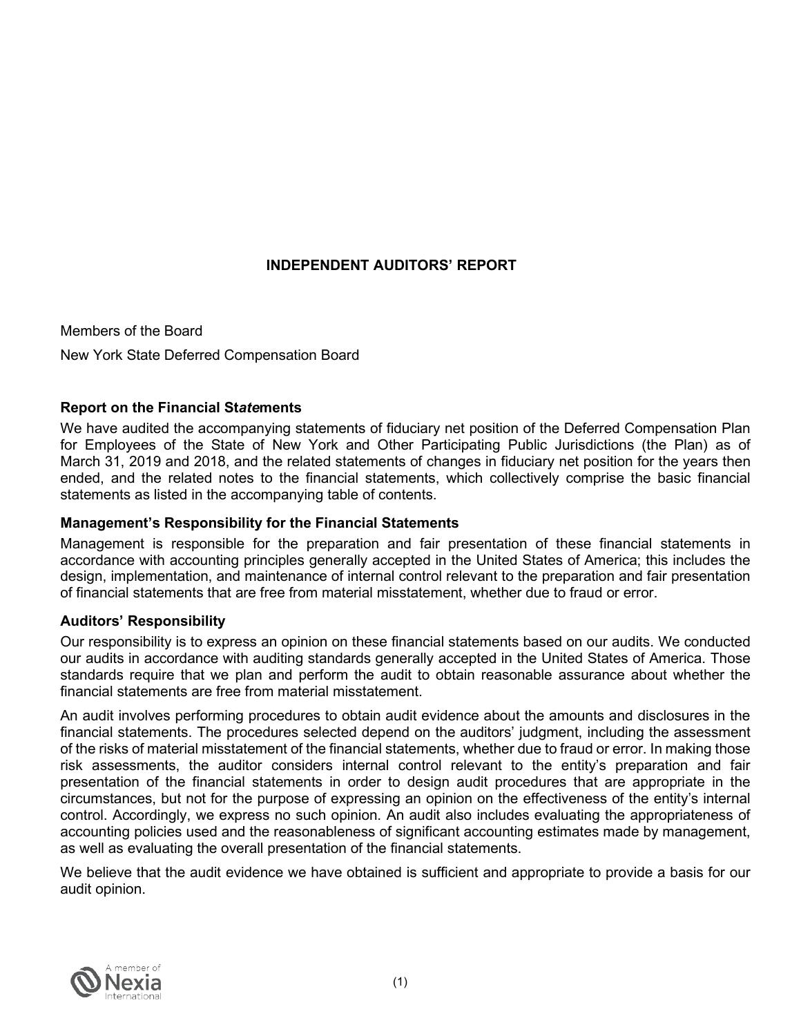# INDEPENDENT AUDITORS' REPORT

Members of the Board

New York State Deferred Compensation Board

### Report on the Financial Statements

We have audited the accompanying statements of fiduciary net position of the Deferred Compensation Plan for Employees of the State of New York and Other Participating Public Jurisdictions (the Plan) as of March 31, 2019 and 2018, and the related statements of changes in fiduciary net position for the years then ended, and the related notes to the financial statements, which collectively comprise the basic financial statements as listed in the accompanying table of contents.

### Management's Responsibility for the Financial Statements

Management is responsible for the preparation and fair presentation of these financial statements in accordance with accounting principles generally accepted in the United States of America; this includes the design, implementation, and maintenance of internal control relevant to the preparation and fair presentation of financial statements that are free from material misstatement, whether due to fraud or error.

### Auditors' Responsibility

Our responsibility is to express an opinion on these financial statements based on our audits. We conducted our audits in accordance with auditing standards generally accepted in the United States of America. Those standards require that we plan and perform the audit to obtain reasonable assurance about whether the financial statements are free from material misstatement.

An audit involves performing procedures to obtain audit evidence about the amounts and disclosures in the financial statements. The procedures selected depend on the auditors' judgment, including the assessment of the risks of material misstatement of the financial statements, whether due to fraud or error. In making those risk assessments, the auditor considers internal control relevant to the entity's preparation and fair presentation of the financial statements in order to design audit procedures that are appropriate in the circumstances, but not for the purpose of expressing an opinion on the effectiveness of the entity's internal control. Accordingly, we express no such opinion. An audit also includes evaluating the appropriateness of accounting policies used and the reasonableness of significant accounting estimates made by management, as well as evaluating the overall presentation of the financial statements.

We believe that the audit evidence we have obtained is sufficient and appropriate to provide a basis for our audit opinion.

A member of Nexia International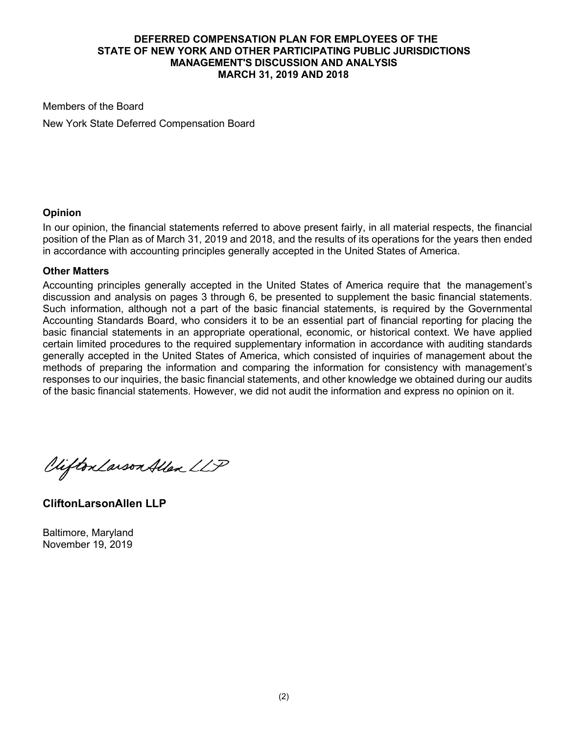**DEFERRED COMPENSATION PLAN FOR EMPLOYEES OF THE STATE OF NEW YORK AND OTHER PARTICIPATING PUBLIC JURISDICTIONS MANAGEMENT'S DISCUSSION AND ANALYSIS MARCH 31, 2019 AND 2018**

Members of the Board

New York State Deferred Compensation Board

### Opinion

In our opinion, the financial statements referred to above present fairly, in all material respects, the financial position of the Plan as of March 31, 2019 and 2018, and the results of its operations for the years then ended in accordance with accounting principles generally accepted in the United States of America.

### Other Matters

Accounting principles generally accepted in the United States of America require that the management's discussion and analysis on pages 3 through 6, be presented to supplement the basic financial statements. Such information, although not a part of the basic financial statements, is required by the Governmental Accounting Standards Board, who considers it to be an essential part of financial reporting for placing the basic financial statements in an appropriate operational, economic, or historical context. We have applied certain limited procedures to the required supplementary information in accordance with auditing standards generally accepted in the United States of America, which consisted of inquiries of management about the methods of preparing the information and comparing the information for consistency with management's responses to our inquiries, the basic financial statements, and other knowledge we obtained during our audits of the basic financial statements. However, we did not audit the information and express no opinion on it.

CliftonLarsonAllen LLP

**CliftonLarsonAllen LLP**

Baltimore, Maryland
November 19, 2019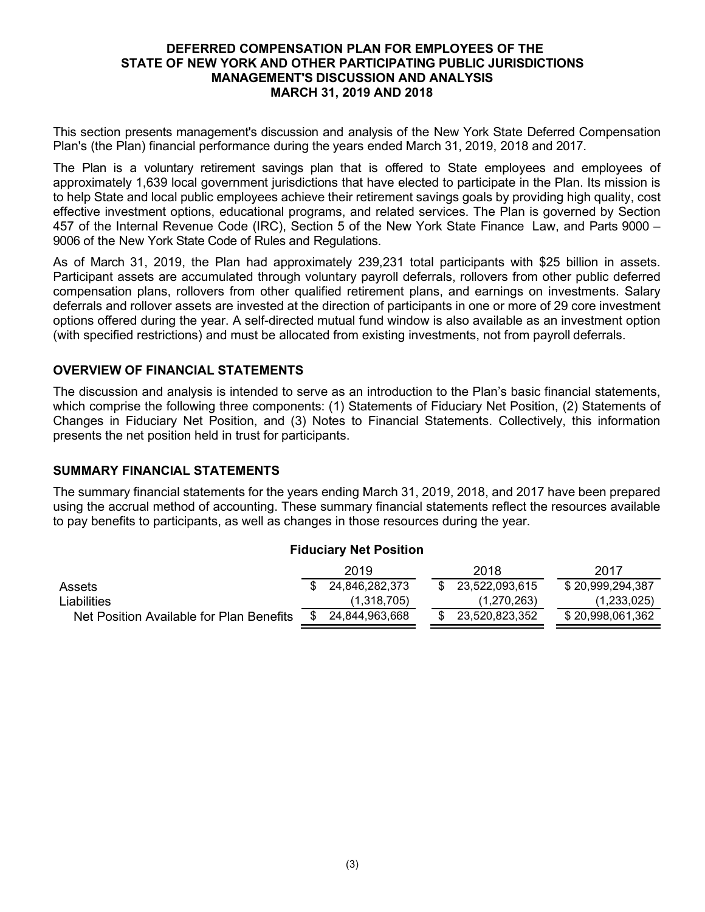# DEFERRED COMPENSATION PLAN FOR EMPLOYEES OF THE STATE OF NEW YORK AND OTHER PARTICIPATING PUBLIC JURISDICTIONS
## MANAGEMENT'S DISCUSSION AND ANALYSIS
## MARCH 31, 2019 AND 2018

This section presents management's discussion and analysis of the New York State Deferred Compensation Plan's (the Plan) financial performance during the years ended March 31, 2019, 2018 and 2017.

The Plan is a voluntary retirement savings plan that is offered to State employees and employees of approximately 1,639 local government jurisdictions that have elected to participate in the Plan. Its mission is to help State and local public employees achieve their retirement savings goals by providing high quality, cost effective investment options, educational programs, and related services. The Plan is governed by Section 457 of the Internal Revenue Code (IRC), Section 5 of the New York State Finance Law, and Parts 9000 – 9006 of the New York State Code of Rules and Regulations.

As of March 31, 2019, the Plan had approximately 239,231 total participants with $25 billion in assets. Participant assets are accumulated through voluntary payroll deferrals, rollovers from other public deferred compensation plans, rollovers from other qualified retirement plans, and earnings on investments. Salary deferrals and rollover assets are invested at the direction of participants in one or more of 29 core investment options offered during the year. A self-directed mutual fund window is also available as an investment option (with specified restrictions) and must be allocated from existing investments, not from payroll deferrals.

## OVERVIEW OF FINANCIAL STATEMENTS

The discussion and analysis is intended to serve as an introduction to the Plan's basic financial statements, which comprise the following three components: (1) Statements of Fiduciary Net Position, (2) Statements of Changes in Fiduciary Net Position, and (3) Notes to Financial Statements. Collectively, this information presents the net position held in trust for participants.

## SUMMARY FINANCIAL STATEMENTS

The summary financial statements for the years ending March 31, 2019, 2018, and 2017 have been prepared using the accrual method of accounting. These summary financial statements reflect the resources available to pay benefits to participants, as well as changes in those resources during the year.

### Fiduciary Net Position

| | 2019 | 2018 | 2017 |
|---|---|---|---|
| Assets | $ 24,846,282,373 | $ 23,522,093,615 | $ 20,999,294,387 |
| Liabilities | (1,318,705) | (1,270,263) | (1,233,025) |
| Net Position Available for Plan Benefits | $ 24,844,963,668 | $ 23,520,823,352 | $ 20,998,061,362 |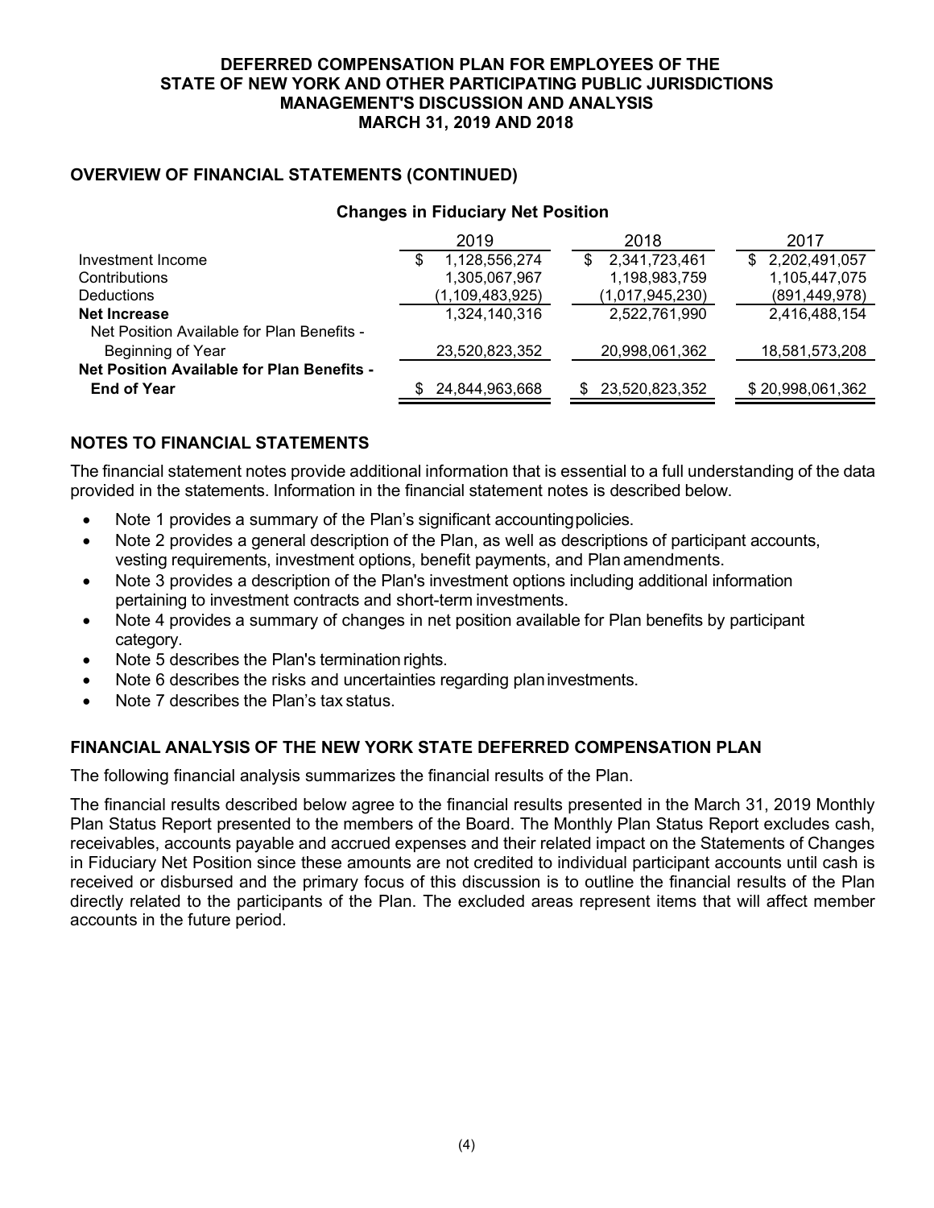**DEFERRED COMPENSATION PLAN FOR EMPLOYEES OF THE STATE OF NEW YORK AND OTHER PARTICIPATING PUBLIC JURISDICTIONS**
**MANAGEMENT'S DISCUSSION AND ANALYSIS**
**MARCH 31, 2019 AND 2018**

## OVERVIEW OF FINANCIAL STATEMENTS (CONTINUED)

### Changes in Fiduciary Net Position

| | 2019 | 2018 | 2017 |
|---|---|---|---|
| Investment Income | $ 1,128,556,274 | $ 2,341,723,461 | $ 2,202,491,057 |
| Contributions | 1,305,067,967 | 1,198,983,759 | 1,105,447,075 |
| Deductions | (1,109,483,925) | (1,017,945,230) | (891,449,978) |
| **Net Increase** | 1,324,140,316 | 2,522,761,990 | 2,416,488,154 |
| Net Position Available for Plan Benefits - Beginning of Year | 23,520,823,352 | 20,998,061,362 | 18,581,573,208 |
| **Net Position Available for Plan Benefits - End of Year** | $ 24,844,963,668 | $ 23,520,823,352 | $ 20,998,061,362 |

## NOTES TO FINANCIAL STATEMENTS

The financial statement notes provide additional information that is essential to a full understanding of the data provided in the statements. Information in the financial statement notes is described below.

- Note 1 provides a summary of the Plan's significant accounting policies.
- Note 2 provides a general description of the Plan, as well as descriptions of participant accounts, vesting requirements, investment options, benefit payments, and Plan amendments.
- Note 3 provides a description of the Plan's investment options including additional information pertaining to investment contracts and short-term investments.
- Note 4 provides a summary of changes in net position available for Plan benefits by participant category.
- Note 5 describes the Plan's termination rights.
- Note 6 describes the risks and uncertainties regarding plan investments.
- Note 7 describes the Plan's tax status.

## FINANCIAL ANALYSIS OF THE NEW YORK STATE DEFERRED COMPENSATION PLAN

The following financial analysis summarizes the financial results of the Plan.

The financial results described below agree to the financial results presented in the March 31, 2019 Monthly Plan Status Report presented to the members of the Board. The Monthly Plan Status Report excludes cash, receivables, accounts payable and accrued expenses and their related impact on the Statements of Changes in Fiduciary Net Position since these amounts are not credited to individual participant accounts until cash is received or disbursed and the primary focus of this discussion is to outline the financial results of the Plan directly related to the participants of the Plan. The excluded areas represent items that will affect member accounts in the future period.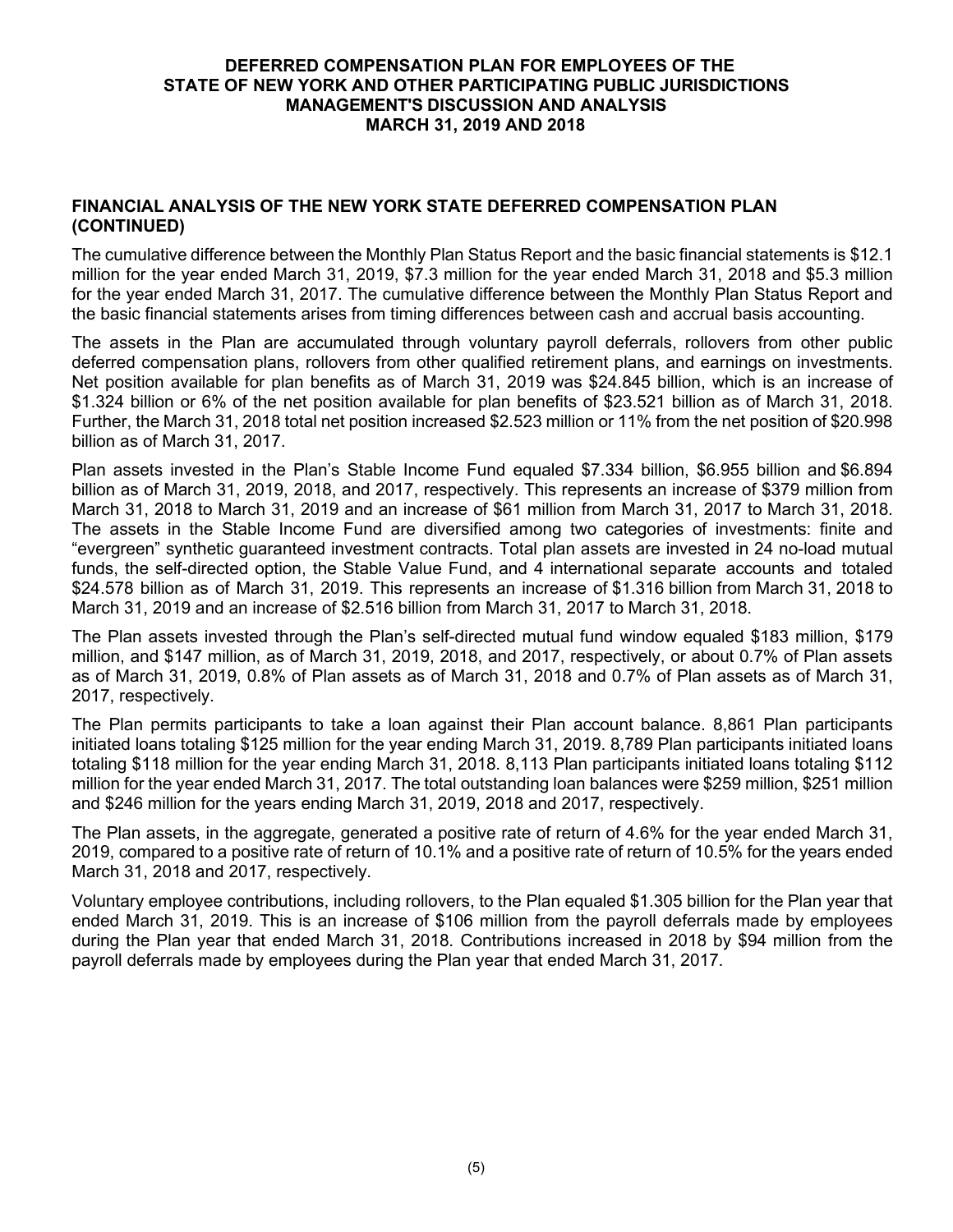# DEFERRED COMPENSATION PLAN FOR EMPLOYEES OF THE STATE OF NEW YORK AND OTHER PARTICIPATING PUBLIC JURISDICTIONS
## MANAGEMENT'S DISCUSSION AND ANALYSIS
## MARCH 31, 2019 AND 2018

### FINANCIAL ANALYSIS OF THE NEW YORK STATE DEFERRED COMPENSATION PLAN (CONTINUED)

The cumulative difference between the Monthly Plan Status Report and the basic financial statements is $12.1 million for the year ended March 31, 2019, $7.3 million for the year ended March 31, 2018 and $5.3 million for the year ended March 31, 2017. The cumulative difference between the Monthly Plan Status Report and the basic financial statements arises from timing differences between cash and accrual basis accounting.

The assets in the Plan are accumulated through voluntary payroll deferrals, rollovers from other public deferred compensation plans, rollovers from other qualified retirement plans, and earnings on investments. Net position available for plan benefits as of March 31, 2019 was $24.845 billion, which is an increase of $1.324 billion or 6% of the net position available for plan benefits of $23.521 billion as of March 31, 2018. Further, the March 31, 2018 total net position increased $2.523 million or 11% from the net position of $20.998 billion as of March 31, 2017.

Plan assets invested in the Plan's Stable Income Fund equaled $7.334 billion, $6.955 billion and $6.894 billion as of March 31, 2019, 2018, and 2017, respectively. This represents an increase of $379 million from March 31, 2018 to March 31, 2019 and an increase of $61 million from March 31, 2017 to March 31, 2018. The assets in the Stable Income Fund are diversified among two categories of investments: finite and "evergreen" synthetic guaranteed investment contracts. Total plan assets are invested in 24 no-load mutual funds, the self-directed option, the Stable Value Fund, and 4 international separate accounts and totaled $24.578 billion as of March 31, 2019. This represents an increase of $1.316 billion from March 31, 2018 to March 31, 2019 and an increase of $2.516 billion from March 31, 2017 to March 31, 2018.

The Plan assets invested through the Plan's self-directed mutual fund window equaled $183 million, $179 million, and $147 million, as of March 31, 2019, 2018, and 2017, respectively, or about 0.7% of Plan assets as of March 31, 2019, 0.8% of Plan assets as of March 31, 2018 and 0.7% of Plan assets as of March 31, 2017, respectively.

The Plan permits participants to take a loan against their Plan account balance. 8,861 Plan participants initiated loans totaling $125 million for the year ending March 31, 2019. 8,789 Plan participants initiated loans totaling $118 million for the year ending March 31, 2018. 8,113 Plan participants initiated loans totaling $112 million for the year ended March 31, 2017. The total outstanding loan balances were $259 million, $251 million and $246 million for the years ending March 31, 2019, 2018 and 2017, respectively.

The Plan assets, in the aggregate, generated a positive rate of return of 4.6% for the year ended March 31, 2019, compared to a positive rate of return of 10.1% and a positive rate of return of 10.5% for the years ended March 31, 2018 and 2017, respectively.

Voluntary employee contributions, including rollovers, to the Plan equaled $1.305 billion for the Plan year that ended March 31, 2019. This is an increase of $106 million from the payroll deferrals made by employees during the Plan year that ended March 31, 2018. Contributions increased in 2018 by $94 million from the payroll deferrals made by employees during the Plan year that ended March 31, 2017.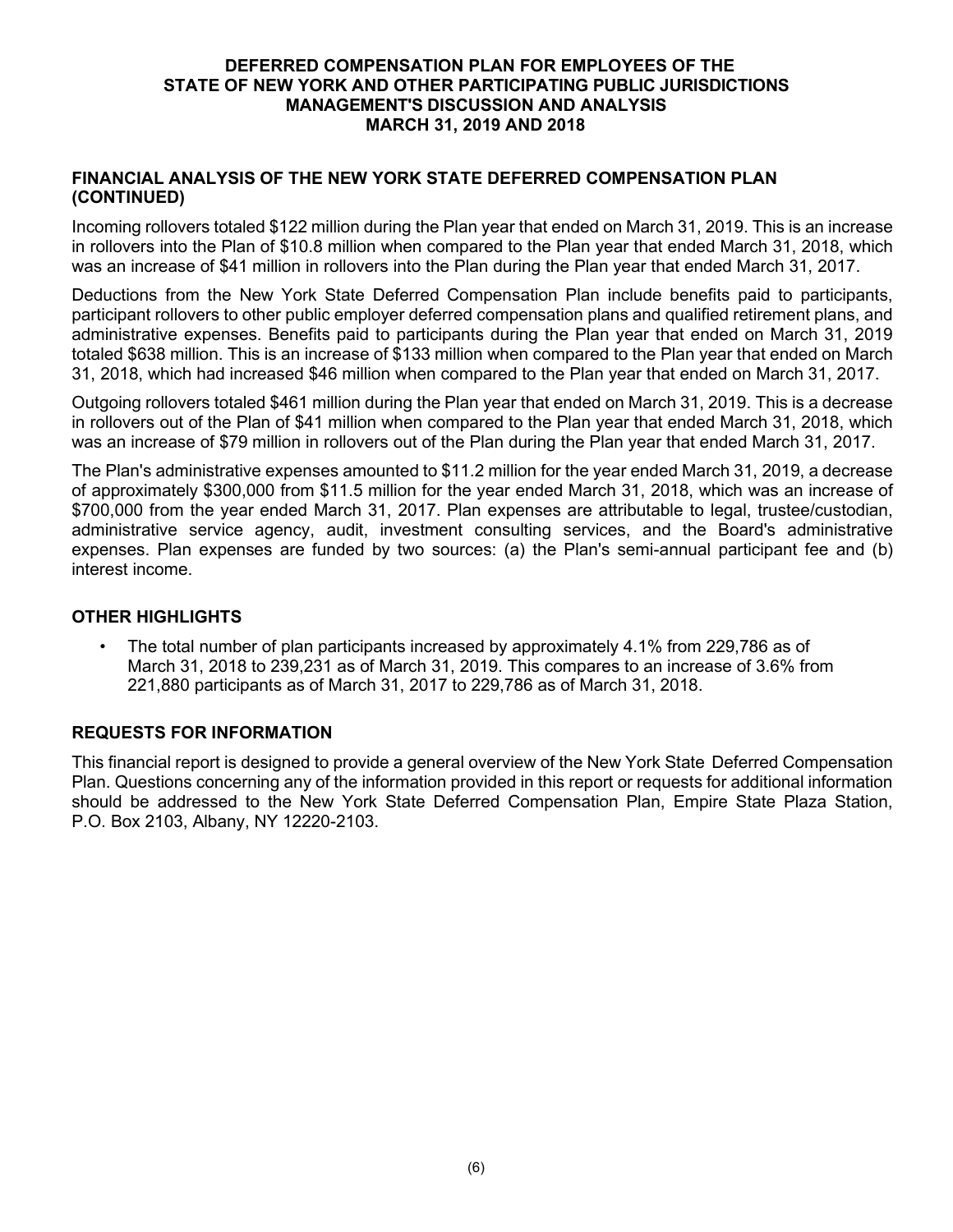# DEFERRED COMPENSATION PLAN FOR EMPLOYEES OF THE STATE OF NEW YORK AND OTHER PARTICIPATING PUBLIC JURISDICTIONS
# MANAGEMENT'S DISCUSSION AND ANALYSIS
# MARCH 31, 2019 AND 2018

## FINANCIAL ANALYSIS OF THE NEW YORK STATE DEFERRED COMPENSATION PLAN (CONTINUED)

Incoming rollovers totaled $122 million during the Plan year that ended on March 31, 2019. This is an increase in rollovers into the Plan of $10.8 million when compared to the Plan year that ended March 31, 2018, which was an increase of $41 million in rollovers into the Plan during the Plan year that ended March 31, 2017.

Deductions from the New York State Deferred Compensation Plan include benefits paid to participants, participant rollovers to other public employer deferred compensation plans and qualified retirement plans, and administrative expenses. Benefits paid to participants during the Plan year that ended on March 31, 2019 totaled $638 million. This is an increase of $133 million when compared to the Plan year that ended on March 31, 2018, which had increased $46 million when compared to the Plan year that ended on March 31, 2017.

Outgoing rollovers totaled $461 million during the Plan year that ended on March 31, 2019. This is a decrease in rollovers out of the Plan of $41 million when compared to the Plan year that ended March 31, 2018, which was an increase of $79 million in rollovers out of the Plan during the Plan year that ended March 31, 2017.

The Plan's administrative expenses amounted to $11.2 million for the year ended March 31, 2019, a decrease of approximately $300,000 from $11.5 million for the year ended March 31, 2018, which was an increase of $700,000 from the year ended March 31, 2017. Plan expenses are attributable to legal, trustee/custodian, administrative service agency, audit, investment consulting services, and the Board's administrative expenses. Plan expenses are funded by two sources: (a) the Plan's semi-annual participant fee and (b) interest income.

## OTHER HIGHLIGHTS

- The total number of plan participants increased by approximately 4.1% from 229,786 as of March 31, 2018 to 239,231 as of March 31, 2019. This compares to an increase of 3.6% from 221,880 participants as of March 31, 2017 to 229,786 as of March 31, 2018.

## REQUESTS FOR INFORMATION

This financial report is designed to provide a general overview of the New York State Deferred Compensation Plan. Questions concerning any of the information provided in this report or requests for additional information should be addressed to the New York State Deferred Compensation Plan, Empire State Plaza Station, P.O. Box 2103, Albany, NY 12220-2103.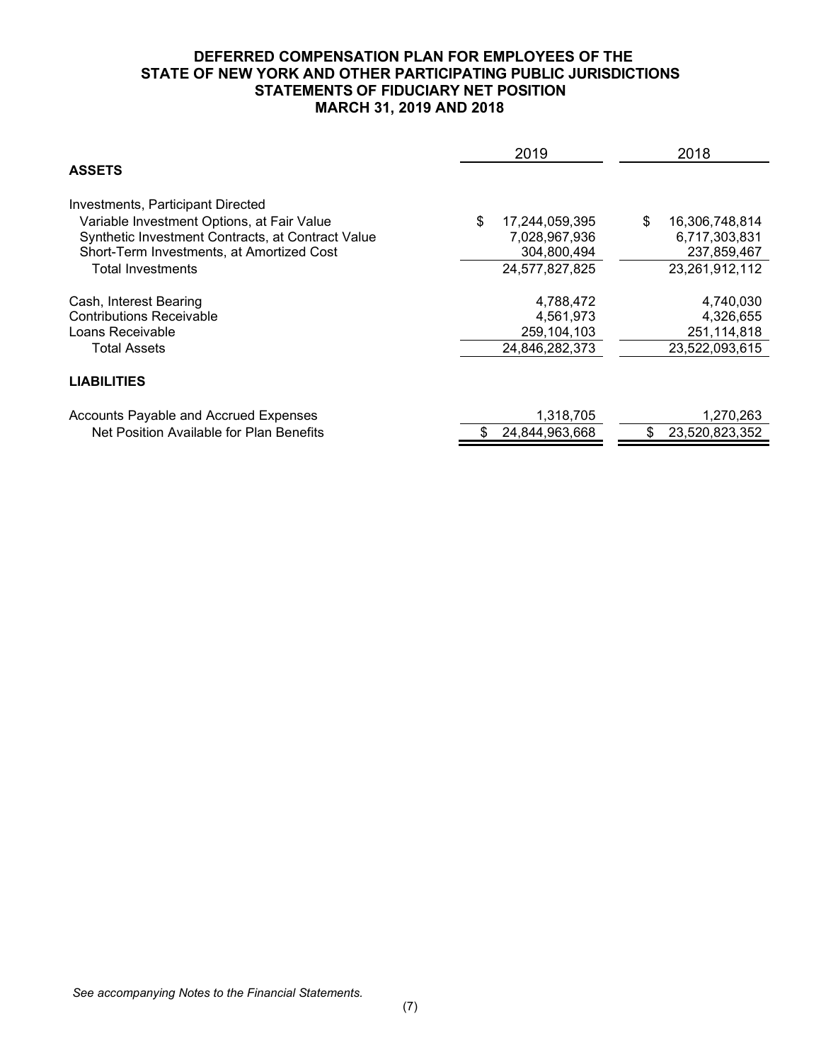# DEFERRED COMPENSATION PLAN FOR EMPLOYEES OF THE STATE OF NEW YORK AND OTHER PARTICIPATING PUBLIC JURISDICTIONS

## STATEMENTS OF FIDUCIARY NET POSITION

## MARCH 31, 2019 AND 2018

| | 2019 | 2018 |
|---|---|---|
| **ASSETS** | | |
| Investments, Participant Directed | | |
| Variable Investment Options, at Fair Value | $ 17,244,059,395 | $ 16,306,748,814 |
| Synthetic Investment Contracts, at Contract Value | 7,028,967,936 | 6,717,303,831 |
| Short-Term Investments, at Amortized Cost | 304,800,494 | 237,859,467 |
| Total Investments | 24,577,827,825 | 23,261,912,112 |
| Cash, Interest Bearing | 4,788,472 | 4,740,030 |
| Contributions Receivable | 4,561,973 | 4,326,655 |
| Loans Receivable | 259,104,103 | 251,114,818 |
| Total Assets | 24,846,282,373 | 23,522,093,615 |
| **LIABILITIES** | | |
| Accounts Payable and Accrued Expenses | 1,318,705 | 1,270,263 |
| Net Position Available for Plan Benefits | $ 24,844,963,668 | $ 23,520,823,352 |

*See accompanying Notes to the Financial Statements.*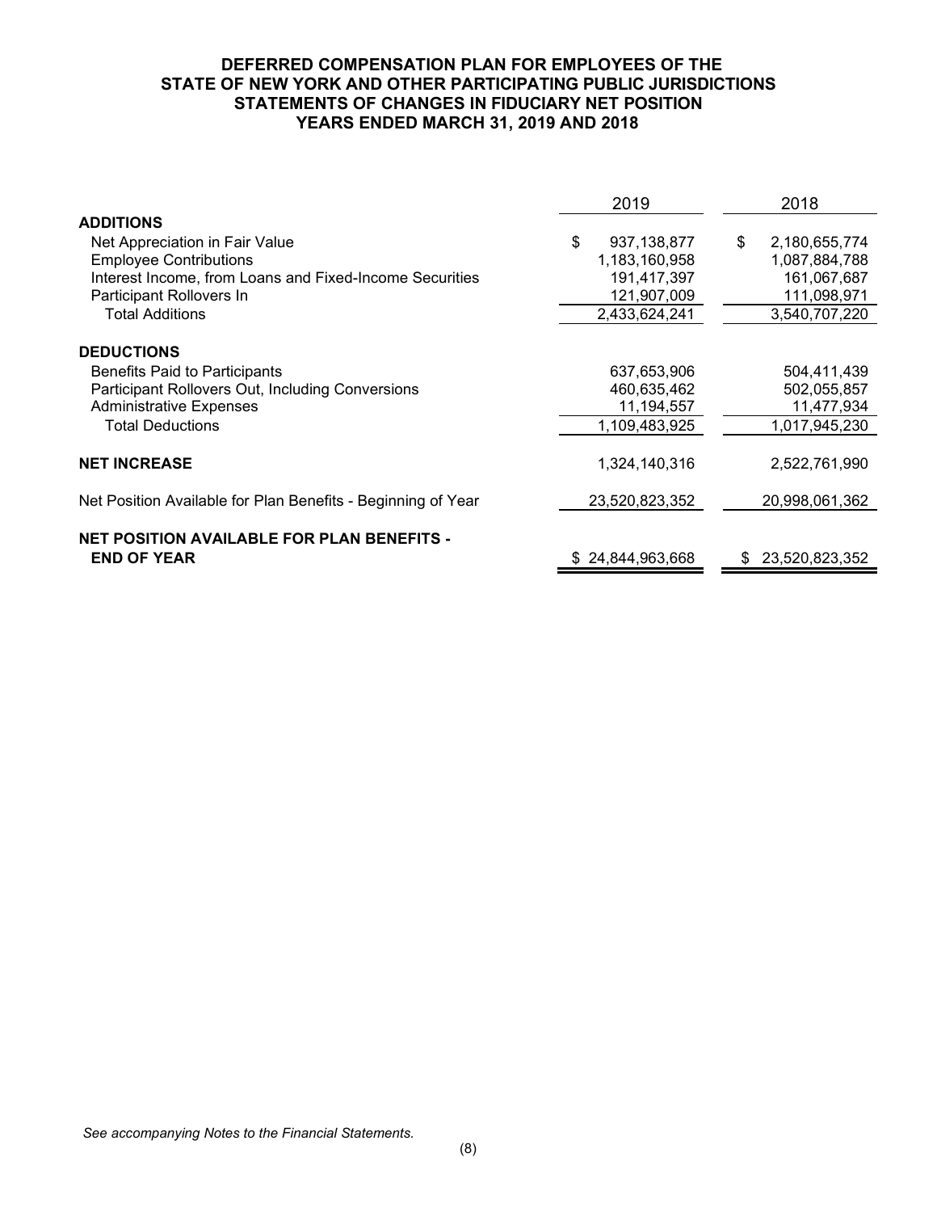# DEFERRED COMPENSATION PLAN FOR EMPLOYEES OF THE STATE OF NEW YORK AND OTHER PARTICIPATING PUBLIC JURISDICTIONS
## STATEMENTS OF CHANGES IN FIDUCIARY NET POSITION
## YEARS ENDED MARCH 31, 2019 AND 2018

| | 2019 | 2018 |
|---|---|---|
| **ADDITIONS** | | |
| Net Appreciation in Fair Value | $ 937,138,877 | $ 2,180,655,774 |
| Employee Contributions | 1,183,160,958 | 1,087,884,788 |
| Interest Income, from Loans and Fixed-Income Securities | 191,417,397 | 161,067,687 |
| Participant Rollovers In | 121,907,009 | 111,098,971 |
| Total Additions | 2,433,624,241 | 3,540,707,220 |
| **DEDUCTIONS** | | |
| Benefits Paid to Participants | 637,653,906 | 504,411,439 |
| Participant Rollovers Out, Including Conversions | 460,635,462 | 502,055,857 |
| Administrative Expenses | 11,194,557 | 11,477,934 |
| Total Deductions | 1,109,483,925 | 1,017,945,230 |
| **NET INCREASE** | 1,324,140,316 | 2,522,761,990 |
| Net Position Available for Plan Benefits - Beginning of Year | 23,520,823,352 | 20,998,061,362 |
| **NET POSITION AVAILABLE FOR PLAN BENEFITS - END OF YEAR** | $ 24,844,963,668 | $ 23,520,823,352 |

*See accompanying Notes to the Financial Statements.*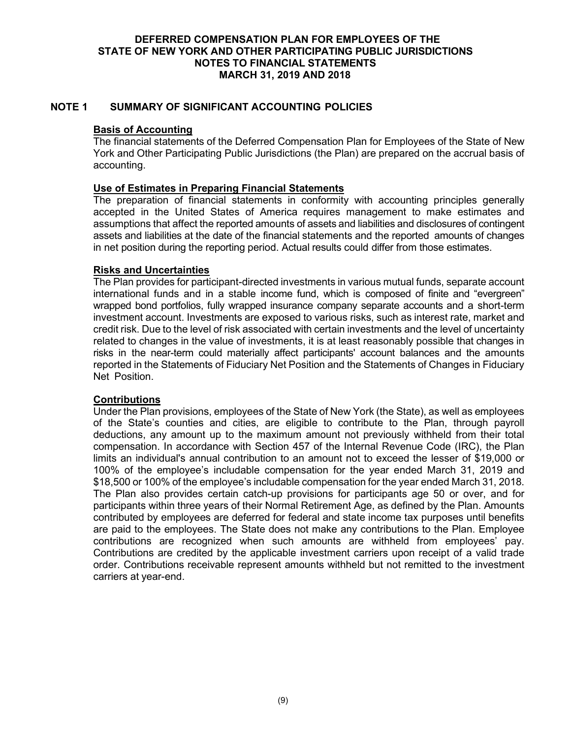# DEFERRED COMPENSATION PLAN FOR EMPLOYEES OF THE STATE OF NEW YORK AND OTHER PARTICIPATING PUBLIC JURISDICTIONS
## NOTES TO FINANCIAL STATEMENTS
## MARCH 31, 2019 AND 2018

## NOTE 1 SUMMARY OF SIGNIFICANT ACCOUNTING POLICIES

### Basis of Accounting

The financial statements of the Deferred Compensation Plan for Employees of the State of New York and Other Participating Public Jurisdictions (the Plan) are prepared on the accrual basis of accounting.

### Use of Estimates in Preparing Financial Statements

The preparation of financial statements in conformity with accounting principles generally accepted in the United States of America requires management to make estimates and assumptions that affect the reported amounts of assets and liabilities and disclosures of contingent assets and liabilities at the date of the financial statements and the reported amounts of changes in net position during the reporting period. Actual results could differ from those estimates.

### Risks and Uncertainties

The Plan provides for participant-directed investments in various mutual funds, separate account international funds and in a stable income fund, which is composed of finite and "evergreen" wrapped bond portfolios, fully wrapped insurance company separate accounts and a short-term investment account. Investments are exposed to various risks, such as interest rate, market and credit risk. Due to the level of risk associated with certain investments and the level of uncertainty related to changes in the value of investments, it is at least reasonably possible that changes in risks in the near-term could materially affect participants' account balances and the amounts reported in the Statements of Fiduciary Net Position and the Statements of Changes in Fiduciary Net Position.

### Contributions

Under the Plan provisions, employees of the State of New York (the State), as well as employees of the State's counties and cities, are eligible to contribute to the Plan, through payroll deductions, any amount up to the maximum amount not previously withheld from their total compensation. In accordance with Section 457 of the Internal Revenue Code (IRC), the Plan limits an individual's annual contribution to an amount not to exceed the lesser of $19,000 or 100% of the employee's includable compensation for the year ended March 31, 2019 and $18,500 or 100% of the employee's includable compensation for the year ended March 31, 2018. The Plan also provides certain catch-up provisions for participants age 50 or over, and for participants within three years of their Normal Retirement Age, as defined by the Plan. Amounts contributed by employees are deferred for federal and state income tax purposes until benefits are paid to the employees. The State does not make any contributions to the Plan. Employee contributions are recognized when such amounts are withheld from employees' pay. Contributions are credited by the applicable investment carriers upon receipt of a valid trade order. Contributions receivable represent amounts withheld but not remitted to the investment carriers at year-end.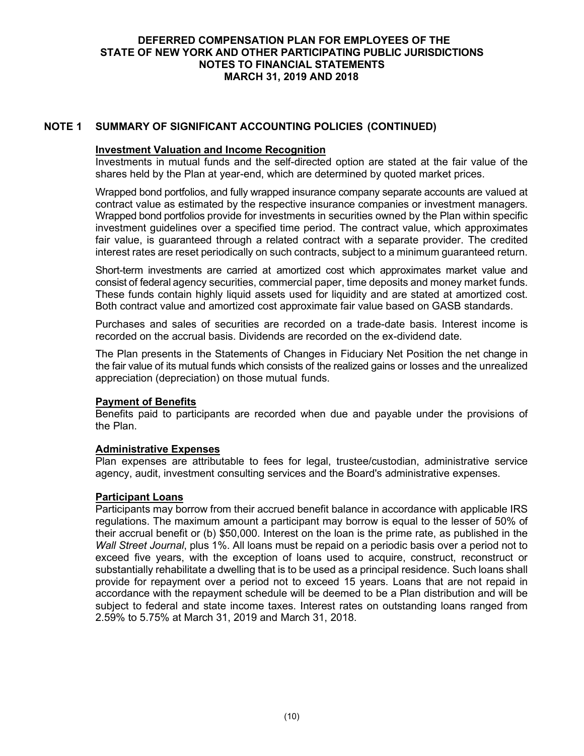# DEFERRED COMPENSATION PLAN FOR EMPLOYEES OF THE STATE OF NEW YORK AND OTHER PARTICIPATING PUBLIC JURISDICTIONS
## NOTES TO FINANCIAL STATEMENTS
## MARCH 31, 2019 AND 2018

## NOTE 1 SUMMARY OF SIGNIFICANT ACCOUNTING POLICIES (CONTINUED)

### Investment Valuation and Income Recognition

Investments in mutual funds and the self-directed option are stated at the fair value of the shares held by the Plan at year-end, which are determined by quoted market prices.

Wrapped bond portfolios, and fully wrapped insurance company separate accounts are valued at contract value as estimated by the respective insurance companies or investment managers. Wrapped bond portfolios provide for investments in securities owned by the Plan within specific investment guidelines over a specified time period. The contract value, which approximates fair value, is guaranteed through a related contract with a separate provider. The credited interest rates are reset periodically on such contracts, subject to a minimum guaranteed return.

Short-term investments are carried at amortized cost which approximates market value and consist of federal agency securities, commercial paper, time deposits and money market funds. These funds contain highly liquid assets used for liquidity and are stated at amortized cost. Both contract value and amortized cost approximate fair value based on GASB standards.

Purchases and sales of securities are recorded on a trade-date basis. Interest income is recorded on the accrual basis. Dividends are recorded on the ex-dividend date.

The Plan presents in the Statements of Changes in Fiduciary Net Position the net change in the fair value of its mutual funds which consists of the realized gains or losses and the unrealized appreciation (depreciation) on those mutual funds.

### Payment of Benefits

Benefits paid to participants are recorded when due and payable under the provisions of the Plan.

### Administrative Expenses

Plan expenses are attributable to fees for legal, trustee/custodian, administrative service agency, audit, investment consulting services and the Board's administrative expenses.

### Participant Loans

Participants may borrow from their accrued benefit balance in accordance with applicable IRS regulations. The maximum amount a participant may borrow is equal to the lesser of 50% of their accrual benefit or (b) $50,000. Interest on the loan is the prime rate, as published in the *Wall Street Journal*, plus 1%. All loans must be repaid on a periodic basis over a period not to exceed five years, with the exception of loans used to acquire, construct, reconstruct or substantially rehabilitate a dwelling that is to be used as a principal residence. Such loans shall provide for repayment over a period not to exceed 15 years. Loans that are not repaid in accordance with the repayment schedule will be deemed to be a Plan distribution and will be subject to federal and state income taxes. Interest rates on outstanding loans ranged from 2.59% to 5.75% at March 31, 2019 and March 31, 2018.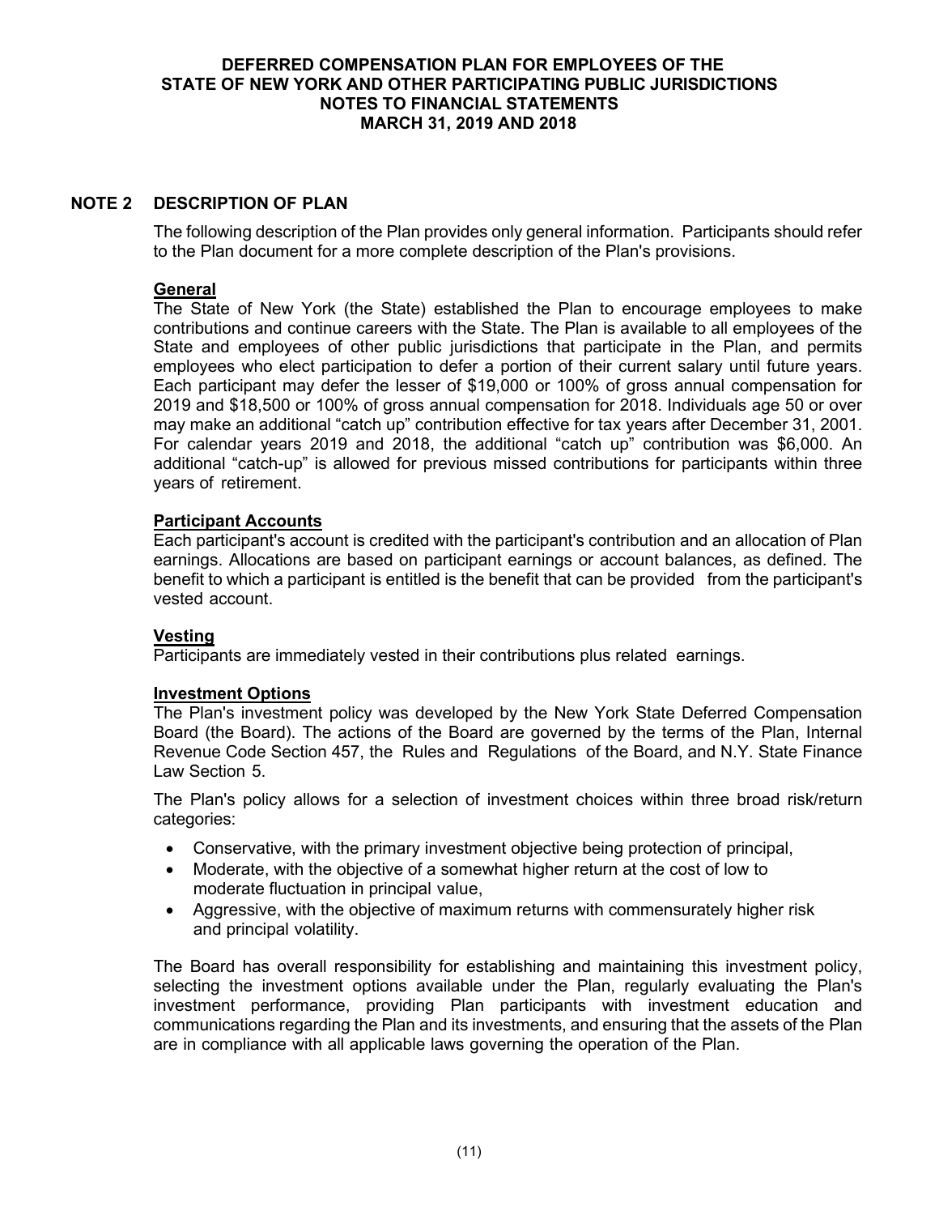# DEFERRED COMPENSATION PLAN FOR EMPLOYEES OF THE STATE OF NEW YORK AND OTHER PARTICIPATING PUBLIC JURISDICTIONS
# NOTES TO FINANCIAL STATEMENTS
# MARCH 31, 2019 AND 2018

## NOTE 2 DESCRIPTION OF PLAN

The following description of the Plan provides only general information. Participants should refer to the Plan document for a more complete description of the Plan's provisions.

### General

The State of New York (the State) established the Plan to encourage employees to make contributions and continue careers with the State. The Plan is available to all employees of the State and employees of other public jurisdictions that participate in the Plan, and permits employees who elect participation to defer a portion of their current salary until future years. Each participant may defer the lesser of $19,000 or 100% of gross annual compensation for 2019 and $18,500 or 100% of gross annual compensation for 2018. Individuals age 50 or over may make an additional "catch up" contribution effective for tax years after December 31, 2001. For calendar years 2019 and 2018, the additional "catch up" contribution was $6,000. An additional "catch-up" is allowed for previous missed contributions for participants within three years of retirement.

### Participant Accounts

Each participant's account is credited with the participant's contribution and an allocation of Plan earnings. Allocations are based on participant earnings or account balances, as defined. The benefit to which a participant is entitled is the benefit that can be provided from the participant's vested account.

### Vesting

Participants are immediately vested in their contributions plus related earnings.

### Investment Options

The Plan's investment policy was developed by the New York State Deferred Compensation Board (the Board). The actions of the Board are governed by the terms of the Plan, Internal Revenue Code Section 457, the Rules and Regulations of the Board, and N.Y. State Finance Law Section 5.

The Plan's policy allows for a selection of investment choices within three broad risk/return categories:

- Conservative, with the primary investment objective being protection of principal,
- Moderate, with the objective of a somewhat higher return at the cost of low to moderate fluctuation in principal value,
- Aggressive, with the objective of maximum returns with commensurately higher risk and principal volatility.

The Board has overall responsibility for establishing and maintaining this investment policy, selecting the investment options available under the Plan, regularly evaluating the Plan's investment performance, providing Plan participants with investment education and communications regarding the Plan and its investments, and ensuring that the assets of the Plan are in compliance with all applicable laws governing the operation of the Plan.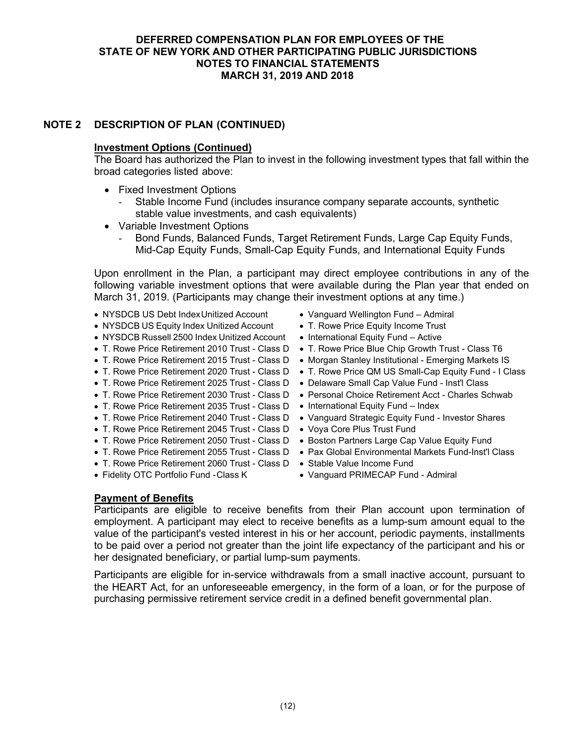# DEFERRED COMPENSATION PLAN FOR EMPLOYEES OF THE STATE OF NEW YORK AND OTHER PARTICIPATING PUBLIC JURISDICTIONS
## NOTES TO FINANCIAL STATEMENTS
## MARCH 31, 2019 AND 2018

## NOTE 2 DESCRIPTION OF PLAN (CONTINUED)

**Investment Options (Continued)**

The Board has authorized the Plan to invest in the following investment types that fall within the broad categories listed above:

- Fixed Investment Options
  - Stable Income Fund (includes insurance company separate accounts, synthetic stable value investments, and cash equivalents)
- Variable Investment Options
  - Bond Funds, Balanced Funds, Target Retirement Funds, Large Cap Equity Funds, Mid-Cap Equity Funds, Small-Cap Equity Funds, and International Equity Funds

Upon enrollment in the Plan, a participant may direct employee contributions in any of the following variable investment options that were available during the Plan year that ended on March 31, 2019. (Participants may change their investment options at any time.)

- NYSDCB US Debt Index Unitized Account
- NYSDCB US Equity Index Unitized Account
- NYSDCB Russell 2500 Index Unitized Account
- T. Rowe Price Retirement 2010 Trust - Class D
- T. Rowe Price Retirement 2015 Trust - Class D
- T. Rowe Price Retirement 2020 Trust - Class D
- T. Rowe Price Retirement 2025 Trust - Class D
- T. Rowe Price Retirement 2030 Trust - Class D
- T. Rowe Price Retirement 2035 Trust - Class D
- T. Rowe Price Retirement 2040 Trust - Class D
- T. Rowe Price Retirement 2045 Trust - Class D
- T. Rowe Price Retirement 2050 Trust - Class D
- T. Rowe Price Retirement 2055 Trust - Class D
- T. Rowe Price Retirement 2060 Trust - Class D
- Fidelity OTC Portfolio Fund -Class K
- Vanguard Wellington Fund – Admiral
- T. Rowe Price Equity Income Trust
- International Equity Fund – Active
- T. Rowe Price Blue Chip Growth Trust - Class T6
- Morgan Stanley Institutional - Emerging Markets IS
- T. Rowe Price QM US Small-Cap Equity Fund - I Class
- Delaware Small Cap Value Fund - Inst'l Class
- Personal Choice Retirement Acct - Charles Schwab
- International Equity Fund – Index
- Vanguard Strategic Equity Fund - Investor Shares
- Voya Core Plus Trust Fund
- Boston Partners Large Cap Value Equity Fund
- Pax Global Environmental Markets Fund-Inst'l Class
- Stable Value Income Fund
- Vanguard PRIMECAP Fund - Admiral

**Payment of Benefits**

Participants are eligible to receive benefits from their Plan account upon termination of employment. A participant may elect to receive benefits as a lump-sum amount equal to the value of the participant's vested interest in his or her account, periodic payments, installments to be paid over a period not greater than the joint life expectancy of the participant and his or her designated beneficiary, or partial lump-sum payments.

Participants are eligible for in-service withdrawals from a small inactive account, pursuant to the HEART Act, for an unforeseeable emergency, in the form of a loan, or for the purpose of purchasing permissive retirement service credit in a defined benefit governmental plan.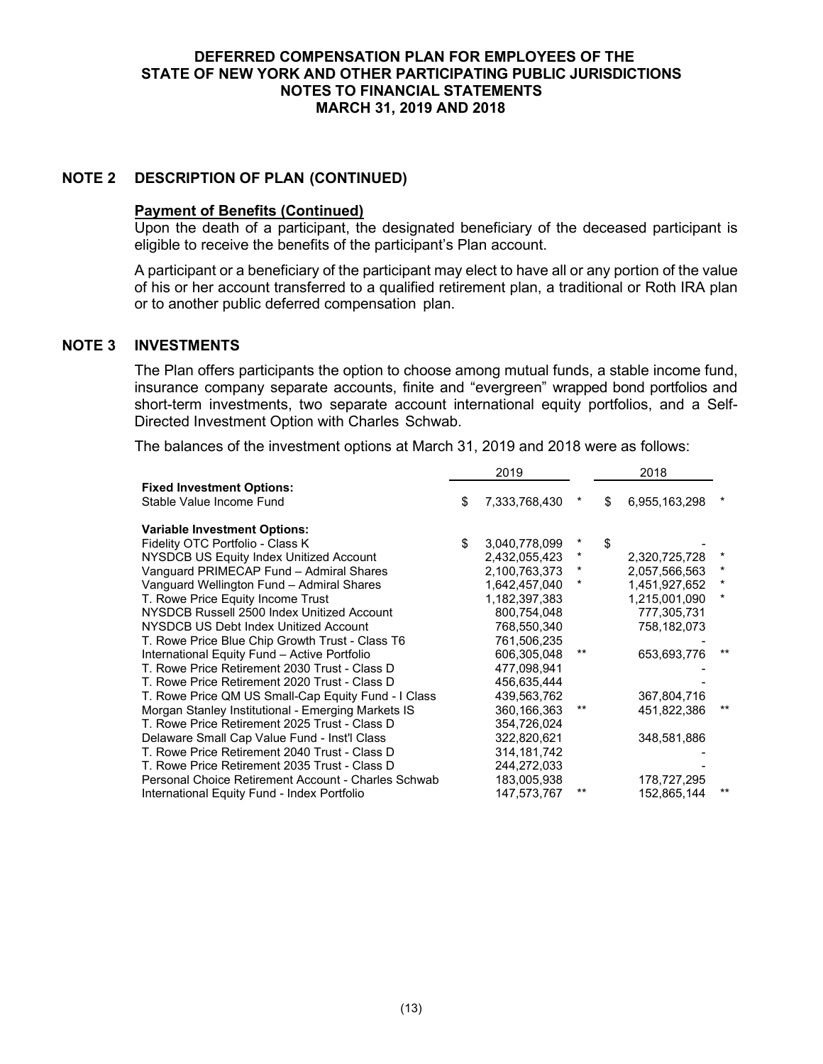# DEFERRED COMPENSATION PLAN FOR EMPLOYEES OF THE STATE OF NEW YORK AND OTHER PARTICIPATING PUBLIC JURISDICTIONS
## NOTES TO FINANCIAL STATEMENTS
## MARCH 31, 2019 AND 2018

## NOTE 2 DESCRIPTION OF PLAN (CONTINUED)

**Payment of Benefits (Continued)**

Upon the death of a participant, the designated beneficiary of the deceased participant is eligible to receive the benefits of the participant's Plan account.

A participant or a beneficiary of the participant may elect to have all or any portion of the value of his or her account transferred to a qualified retirement plan, a traditional or Roth IRA plan or to another public deferred compensation plan.

## NOTE 3 INVESTMENTS

The Plan offers participants the option to choose among mutual funds, a stable income fund, insurance company separate accounts, finite and "evergreen" wrapped bond portfolios and short-term investments, two separate account international equity portfolios, and a Self-Directed Investment Option with Charles Schwab.

The balances of the investment options at March 31, 2019 and 2018 were as follows:

| | 2019 | | 2018 | |
|---|---|---|---|---|
| **Fixed Investment Options:** | | | | |
| Stable Value Income Fund | $ 7,333,768,430 | * | $ 6,955,163,298 | * |
| **Variable Investment Options:** | | | | |
| Fidelity OTC Portfolio - Class K | $ 3,040,778,099 | * | $ - | |
| NYSDCB US Equity Index Unitized Account | 2,432,055,423 | * | 2,320,725,728 | * |
| Vanguard PRIMECAP Fund – Admiral Shares | 2,100,763,373 | * | 2,057,566,563 | * |
| Vanguard Wellington Fund – Admiral Shares | 1,642,457,040 | * | 1,451,927,652 | * |
| T. Rowe Price Equity Income Trust | 1,182,397,383 | | 1,215,001,090 | * |
| NYSDCB Russell 2500 Index Unitized Account | 800,754,048 | | 777,305,731 | |
| NYSDCB US Debt Index Unitized Account | 768,550,340 | | 758,182,073 | |
| T. Rowe Price Blue Chip Growth Trust - Class T6 | 761,506,235 | | - | |
| International Equity Fund – Active Portfolio | 606,305,048 | ** | 653,693,776 | ** |
| T. Rowe Price Retirement 2030 Trust - Class D | 477,098,941 | | - | |
| T. Rowe Price Retirement 2020 Trust - Class D | 456,635,444 | | - | |
| T. Rowe Price QM US Small-Cap Equity Fund - I Class | 439,563,762 | | 367,804,716 | |
| Morgan Stanley Institutional - Emerging Markets IS | 360,166,363 | ** | 451,822,386 | ** |
| T. Rowe Price Retirement 2025 Trust - Class D | 354,726,024 | | | |
| Delaware Small Cap Value Fund - Inst'l Class | 322,820,621 | | 348,581,886 | |
| T. Rowe Price Retirement 2040 Trust - Class D | 314,181,742 | | - | |
| T. Rowe Price Retirement 2035 Trust - Class D | 244,272,033 | | - | |
| Personal Choice Retirement Account - Charles Schwab | 183,005,938 | | 178,727,295 | |
| International Equity Fund - Index Portfolio | 147,573,767 | ** | 152,865,144 | ** |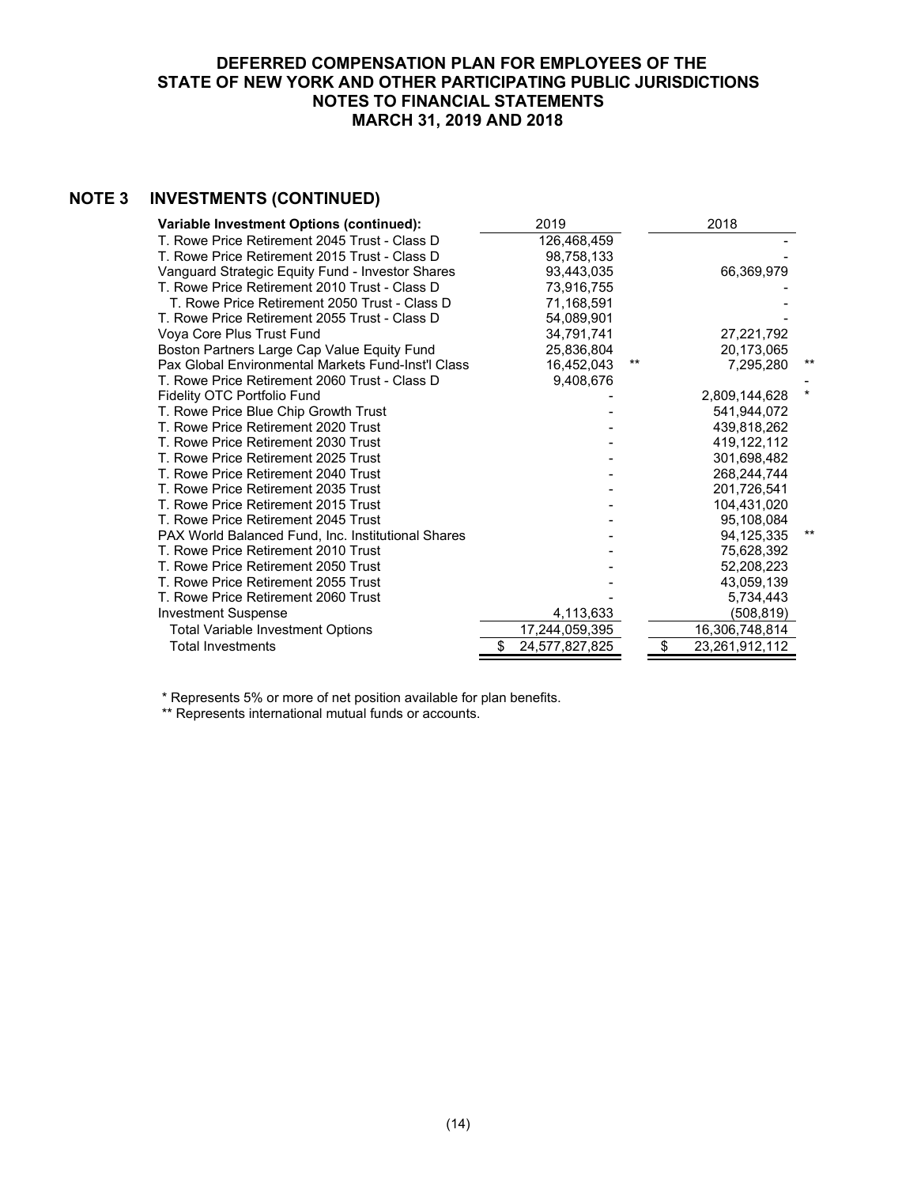# DEFERRED COMPENSATION PLAN FOR EMPLOYEES OF THE STATE OF NEW YORK AND OTHER PARTICIPATING PUBLIC JURISDICTIONS
## NOTES TO FINANCIAL STATEMENTS
## MARCH 31, 2019 AND 2018

## NOTE 3 INVESTMENTS (CONTINUED)

| Variable Investment Options (continued): | 2019 | | 2018 | |
|---|---|---|---|---|
| T. Rowe Price Retirement 2045 Trust - Class D | 126,468,459 | | - | |
| T. Rowe Price Retirement 2015 Trust - Class D | 98,758,133 | | - | |
| Vanguard Strategic Equity Fund - Investor Shares | 93,443,035 | | 66,369,979 | |
| T. Rowe Price Retirement 2010 Trust - Class D | 73,916,755 | | - | |
| T. Rowe Price Retirement 2050 Trust - Class D | 71,168,591 | | - | |
| T. Rowe Price Retirement 2055 Trust - Class D | 54,089,901 | | - | |
| Voya Core Plus Trust Fund | 34,791,741 | | 27,221,792 | |
| Boston Partners Large Cap Value Equity Fund | 25,836,804 | | 20,173,065 | |
| Pax Global Environmental Markets Fund-Inst'l Class | 16,452,043 | ** | 7,295,280 | ** |
| T. Rowe Price Retirement 2060 Trust - Class D | 9,408,676 | | - | |
| Fidelity OTC Portfolio Fund | - | | 2,809,144,628 | * |
| T. Rowe Price Blue Chip Growth Trust | - | | 541,944,072 | |
| T. Rowe Price Retirement 2020 Trust | - | | 439,818,262 | |
| T. Rowe Price Retirement 2030 Trust | - | | 419,122,112 | |
| T. Rowe Price Retirement 2025 Trust | - | | 301,698,482 | |
| T. Rowe Price Retirement 2040 Trust | - | | 268,244,744 | |
| T. Rowe Price Retirement 2035 Trust | - | | 201,726,541 | |
| T. Rowe Price Retirement 2015 Trust | - | | 104,431,020 | |
| T. Rowe Price Retirement 2045 Trust | - | | 95,108,084 | |
| PAX World Balanced Fund, Inc. Institutional Shares | - | | 94,125,335 | ** |
| T. Rowe Price Retirement 2010 Trust | - | | 75,628,392 | |
| T. Rowe Price Retirement 2050 Trust | - | | 52,208,223 | |
| T. Rowe Price Retirement 2055 Trust | - | | 43,059,139 | |
| T. Rowe Price Retirement 2060 Trust | - | | 5,734,443 | |
| Investment Suspense | 4,113,633 | | (508,819) | |
| Total Variable Investment Options | 17,244,059,395 | | 16,306,748,814 | |
| Total Investments | $ 24,577,827,825 | | $ 23,261,912,112 | |

\* Represents 5% or more of net position available for plan benefits.

\*\* Represents international mutual funds or accounts.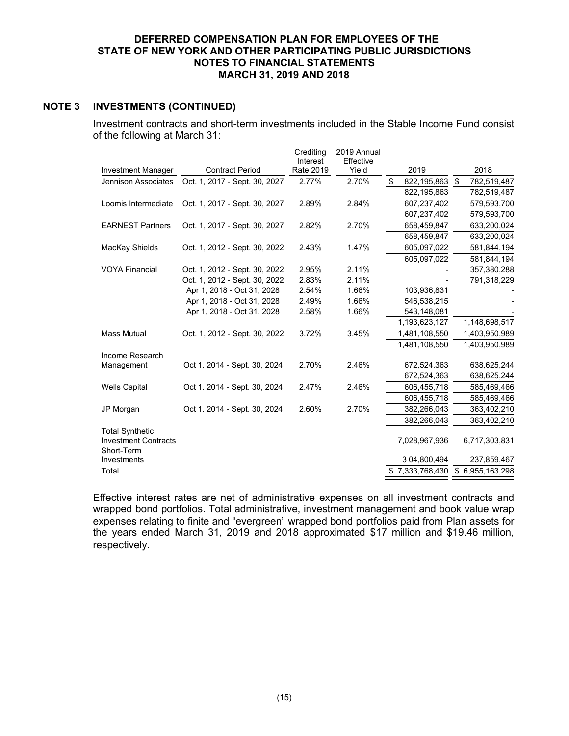## NOTE 3 INVESTMENTS (CONTINUED)

Investment contracts and short-term investments included in the Stable Income Fund consist of the following at March 31:

| Investment Manager | Contract Period | Crediting Interest Rate 2019 | 2019 Annual Effective Yield | 2019 | 2018 |
|---|---|---|---|---|---|
| Jennison Associates | Oct. 1, 2017 - Sept. 30, 2027 | 2.77% | 2.70% | $ 822,195,863 | $ 782,519,487 |
| | | | | 822,195,863 | 782,519,487 |
| Loomis Intermediate | Oct. 1, 2017 - Sept. 30, 2027 | 2.89% | 2.84% | 607,237,402 | 579,593,700 |
| | | | | 607,237,402 | 579,593,700 |
| EARNEST Partners | Oct. 1, 2017 - Sept. 30, 2027 | 2.82% | 2.70% | 658,459,847 | 633,200,024 |
| | | | | 658,459,847 | 633,200,024 |
| MacKay Shields | Oct. 1, 2012 - Sept. 30, 2022 | 2.43% | 1.47% | 605,097,022 | 581,844,194 |
| | | | | 605,097,022 | 581,844,194 |
| VOYA Financial | Oct. 1, 2012 - Sept. 30, 2022 | 2.95% | 2.11% | - | 357,380,288 |
| | Oct. 1, 2012 - Sept. 30, 2022 | 2.83% | 2.11% | - | 791,318,229 |
| | Apr 1, 2018 - Oct 31, 2028 | 2.54% | 1.66% | 103,936,831 | - |
| | Apr 1, 2018 - Oct 31, 2028 | 2.49% | 1.66% | 546,538,215 | - |
| | Apr 1, 2018 - Oct 31, 2028 | 2.58% | 1.66% | 543,148,081 | - |
| | | | | 1,193,623,127 | 1,148,698,517 |
| Mass Mutual | Oct. 1, 2012 - Sept. 30, 2022 | 3.72% | 3.45% | 1,481,108,550 | 1,403,950,989 |
| | | | | 1,481,108,550 | 1,403,950,989 |
| Income Research Management | Oct 1. 2014 - Sept. 30, 2024 | 2.70% | 2.46% | 672,524,363 | 638,625,244 |
| | | | | 672,524,363 | 638,625,244 |
| Wells Capital | Oct 1. 2014 - Sept. 30, 2024 | 2.47% | 2.46% | 606,455,718 | 585,469,466 |
| | | | | 606,455,718 | 585,469,466 |
| JP Morgan | Oct 1. 2014 - Sept. 30, 2024 | 2.60% | 2.70% | 382,266,043 | 363,402,210 |
| | | | | 382,266,043 | 363,402,210 |
| Total Synthetic Investment Contracts | | | | 7,028,967,936 | 6,717,303,831 |
| Short-Term Investments | | | | 3 04,800,494 | 237,859,467 |
| Total | | | | $ 7,333,768,430 | $ 6,955,163,298 |

Effective interest rates are net of administrative expenses on all investment contracts and wrapped bond portfolios. Total administrative, investment management and book value wrap expenses relating to finite and "evergreen" wrapped bond portfolios paid from Plan assets for the years ended March 31, 2019 and 2018 approximated $17 million and $19.46 million, respectively.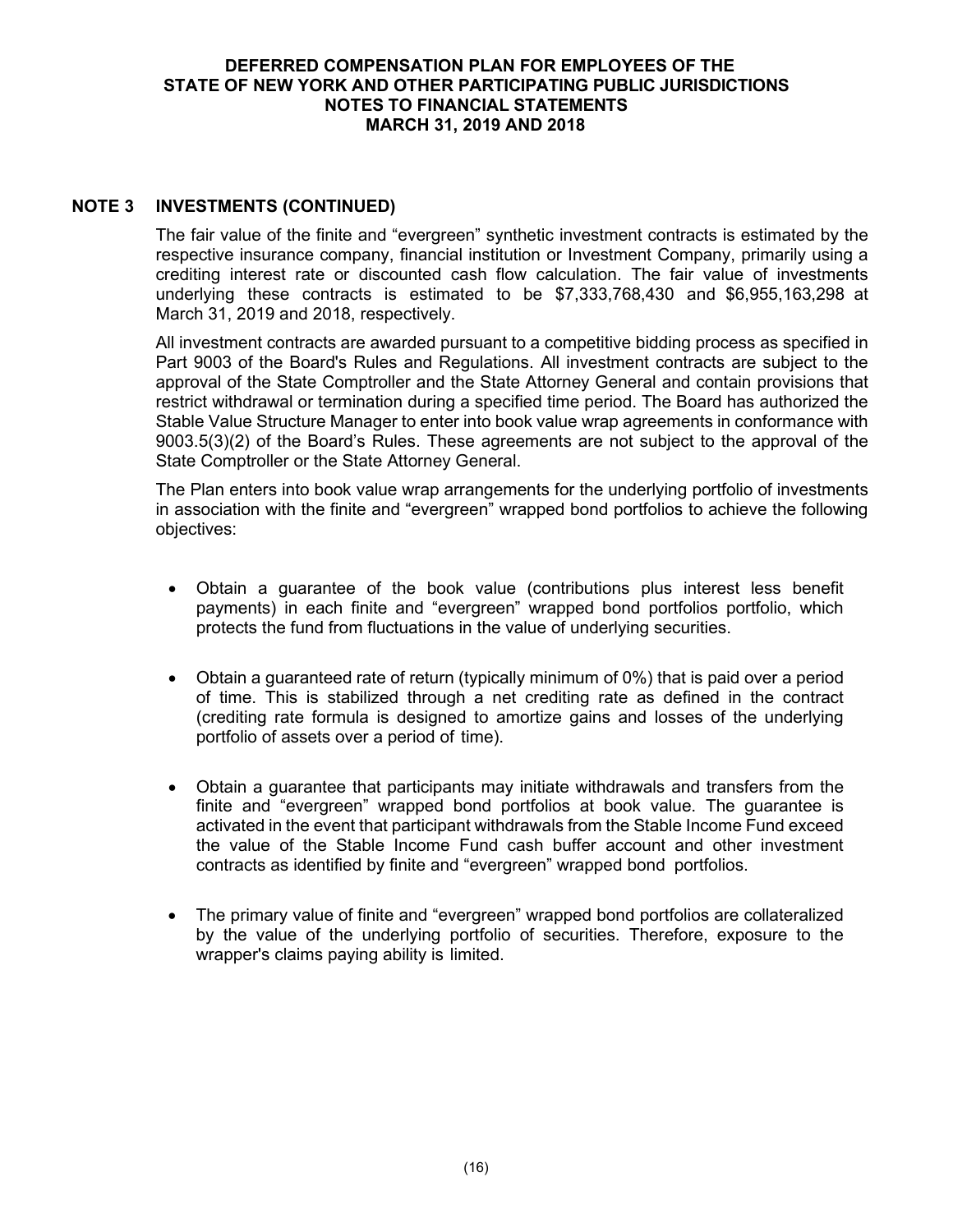## NOTE 3 INVESTMENTS (CONTINUED)

The fair value of the finite and "evergreen" synthetic investment contracts is estimated by the respective insurance company, financial institution or Investment Company, primarily using a crediting interest rate or discounted cash flow calculation. The fair value of investments underlying these contracts is estimated to be $7,333,768,430 and $6,955,163,298 at March 31, 2019 and 2018, respectively.

All investment contracts are awarded pursuant to a competitive bidding process as specified in Part 9003 of the Board's Rules and Regulations. All investment contracts are subject to the approval of the State Comptroller and the State Attorney General and contain provisions that restrict withdrawal or termination during a specified time period. The Board has authorized the Stable Value Structure Manager to enter into book value wrap agreements in conformance with 9003.5(3)(2) of the Board's Rules. These agreements are not subject to the approval of the State Comptroller or the State Attorney General.

The Plan enters into book value wrap arrangements for the underlying portfolio of investments in association with the finite and "evergreen" wrapped bond portfolios to achieve the following objectives:

- Obtain a guarantee of the book value (contributions plus interest less benefit payments) in each finite and "evergreen" wrapped bond portfolios portfolio, which protects the fund from fluctuations in the value of underlying securities.

- Obtain a guaranteed rate of return (typically minimum of 0%) that is paid over a period of time. This is stabilized through a net crediting rate as defined in the contract (crediting rate formula is designed to amortize gains and losses of the underlying portfolio of assets over a period of time).

- Obtain a guarantee that participants may initiate withdrawals and transfers from the finite and "evergreen" wrapped bond portfolios at book value. The guarantee is activated in the event that participant withdrawals from the Stable Income Fund exceed the value of the Stable Income Fund cash buffer account and other investment contracts as identified by finite and "evergreen" wrapped bond portfolios.

- The primary value of finite and "evergreen" wrapped bond portfolios are collateralized by the value of the underlying portfolio of securities. Therefore, exposure to the wrapper's claims paying ability is limited.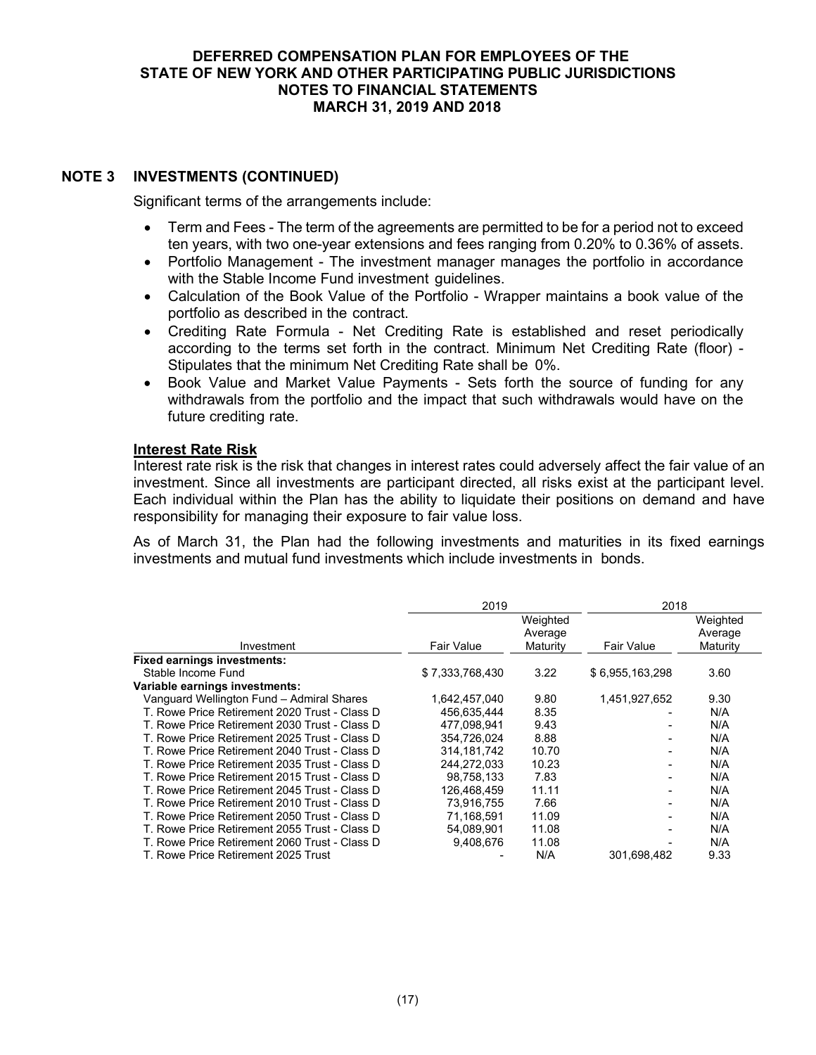# DEFERRED COMPENSATION PLAN FOR EMPLOYEES OF THE STATE OF NEW YORK AND OTHER PARTICIPATING PUBLIC JURISDICTIONS
## NOTES TO FINANCIAL STATEMENTS
## MARCH 31, 2019 AND 2018

## NOTE 3 INVESTMENTS (CONTINUED)

Significant terms of the arrangements include:

- Term and Fees - The term of the agreements are permitted to be for a period not to exceed ten years, with two one-year extensions and fees ranging from 0.20% to 0.36% of assets.
- Portfolio Management - The investment manager manages the portfolio in accordance with the Stable Income Fund investment guidelines.
- Calculation of the Book Value of the Portfolio - Wrapper maintains a book value of the portfolio as described in the contract.
- Crediting Rate Formula - Net Crediting Rate is established and reset periodically according to the terms set forth in the contract. Minimum Net Crediting Rate (floor) - Stipulates that the minimum Net Crediting Rate shall be 0%.
- Book Value and Market Value Payments - Sets forth the source of funding for any withdrawals from the portfolio and the impact that such withdrawals would have on the future crediting rate.

**Interest Rate Risk**

Interest rate risk is the risk that changes in interest rates could adversely affect the fair value of an investment. Since all investments are participant directed, all risks exist at the participant level. Each individual within the Plan has the ability to liquidate their positions on demand and have responsibility for managing their exposure to fair value loss.

As of March 31, the Plan had the following investments and maturities in its fixed earnings investments and mutual fund investments which include investments in bonds.

| | 2019 | | 2018 | |
|---|---|---|---|---|
| Investment | Fair Value | Weighted Average Maturity | Fair Value | Weighted Average Maturity |
| **Fixed earnings investments:** | | | | |
| Stable Income Fund | $ 7,333,768,430 | 3.22 | $ 6,955,163,298 | 3.60 |
| **Variable earnings investments:** | | | | |
| Vanguard Wellington Fund – Admiral Shares | 1,642,457,040 | 9.80 | 1,451,927,652 | 9.30 |
| T. Rowe Price Retirement 2020 Trust - Class D | 456,635,444 | 8.35 | - | N/A |
| T. Rowe Price Retirement 2030 Trust - Class D | 477,098,941 | 9.43 | - | N/A |
| T. Rowe Price Retirement 2025 Trust - Class D | 354,726,024 | 8.88 | - | N/A |
| T. Rowe Price Retirement 2040 Trust - Class D | 314,181,742 | 10.70 | - | N/A |
| T. Rowe Price Retirement 2035 Trust - Class D | 244,272,033 | 10.23 | - | N/A |
| T. Rowe Price Retirement 2015 Trust - Class D | 98,758,133 | 7.83 | - | N/A |
| T. Rowe Price Retirement 2045 Trust - Class D | 126,468,459 | 11.11 | - | N/A |
| T. Rowe Price Retirement 2010 Trust - Class D | 73,916,755 | 7.66 | - | N/A |
| T. Rowe Price Retirement 2050 Trust - Class D | 71,168,591 | 11.09 | - | N/A |
| T. Rowe Price Retirement 2055 Trust - Class D | 54,089,901 | 11.08 | - | N/A |
| T. Rowe Price Retirement 2060 Trust - Class D | 9,408,676 | 11.08 | - | N/A |
| T. Rowe Price Retirement 2025 Trust | - | N/A | 301,698,482 | 9.33 |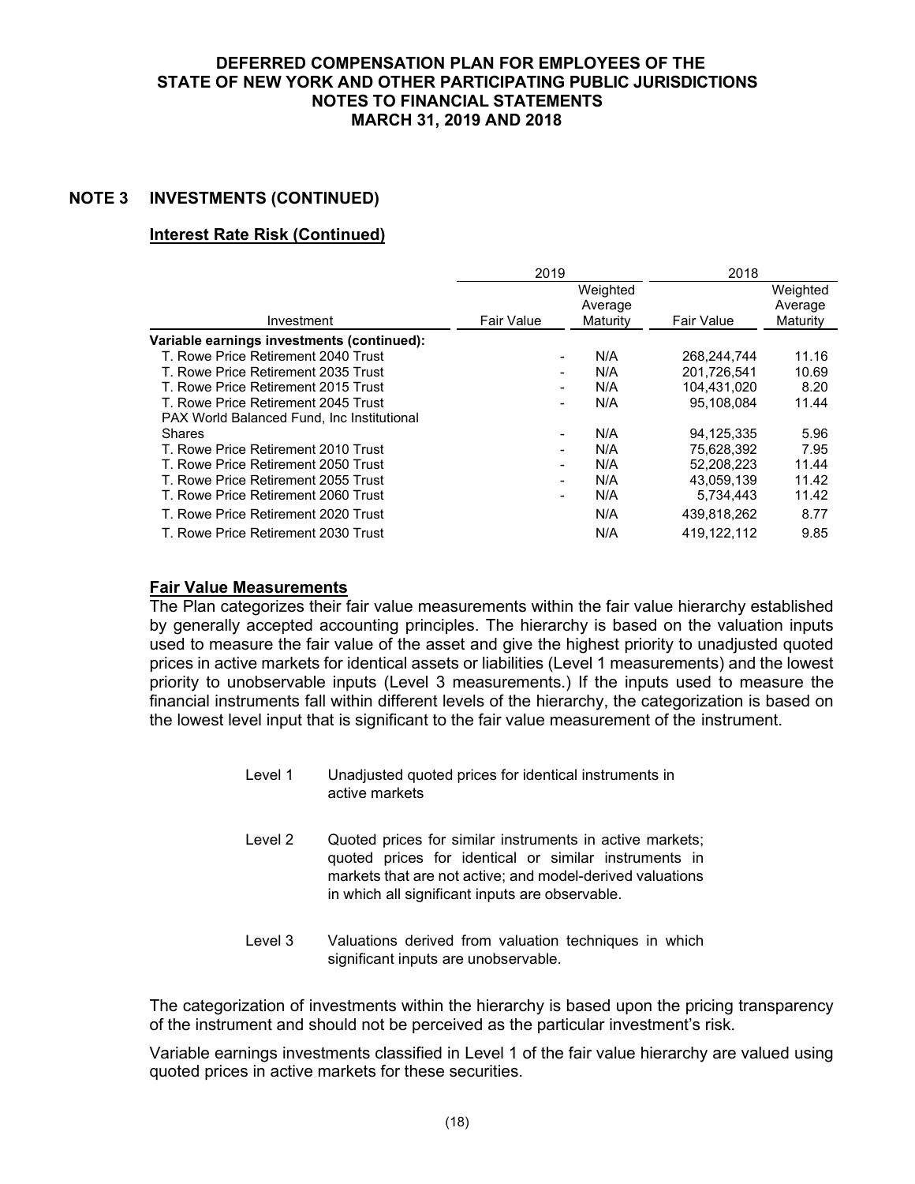## NOTE 3 INVESTMENTS (CONTINUED)

### Interest Rate Risk (Continued)

| Investment | 2019 Fair Value | 2019 Weighted Average Maturity | 2018 Fair Value | 2018 Weighted Average Maturity |
|---|---|---|---|---|
| **Variable earnings investments (continued):** | | | | |
| T. Rowe Price Retirement 2040 Trust | - | N/A | 268,244,744 | 11.16 |
| T. Rowe Price Retirement 2035 Trust | - | N/A | 201,726,541 | 10.69 |
| T. Rowe Price Retirement 2015 Trust | - | N/A | 104,431,020 | 8.20 |
| T. Rowe Price Retirement 2045 Trust | - | N/A | 95,108,084 | 11.44 |
| PAX World Balanced Fund, Inc Institutional Shares | - | N/A | 94,125,335 | 5.96 |
| T. Rowe Price Retirement 2010 Trust | - | N/A | 75,628,392 | 7.95 |
| T. Rowe Price Retirement 2050 Trust | - | N/A | 52,208,223 | 11.44 |
| T. Rowe Price Retirement 2055 Trust | - | N/A | 43,059,139 | 11.42 |
| T. Rowe Price Retirement 2060 Trust | - | N/A | 5,734,443 | 11.42 |
| T. Rowe Price Retirement 2020 Trust | | N/A | 439,818,262 | 8.77 |
| T. Rowe Price Retirement 2030 Trust | | N/A | 419,122,112 | 9.85 |

### Fair Value Measurements

The Plan categorizes their fair value measurements within the fair value hierarchy established by generally accepted accounting principles. The hierarchy is based on the valuation inputs used to measure the fair value of the asset and give the highest priority to unadjusted quoted prices in active markets for identical assets or liabilities (Level 1 measurements) and the lowest priority to unobservable inputs (Level 3 measurements.) If the inputs used to measure the financial instruments fall within different levels of the hierarchy, the categorization is based on the lowest level input that is significant to the fair value measurement of the instrument.

- Level 1 — Unadjusted quoted prices for identical instruments in active markets
- Level 2 — Quoted prices for similar instruments in active markets; quoted prices for identical or similar instruments in markets that are not active; and model-derived valuations in which all significant inputs are observable.
- Level 3 — Valuations derived from valuation techniques in which significant inputs are unobservable.

The categorization of investments within the hierarchy is based upon the pricing transparency of the instrument and should not be perceived as the particular investment's risk.

Variable earnings investments classified in Level 1 of the fair value hierarchy are valued using quoted prices in active markets for these securities.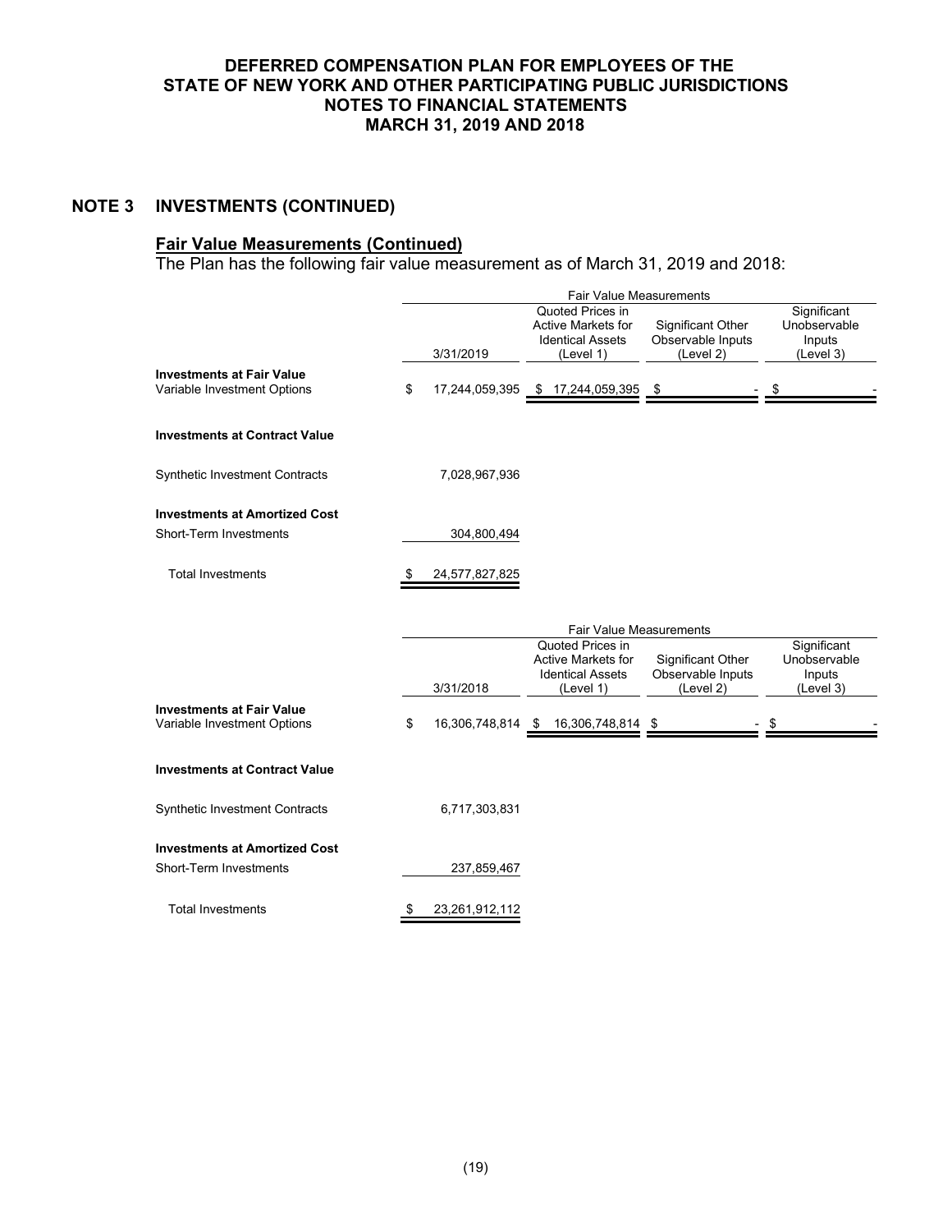# DEFERRED COMPENSATION PLAN FOR EMPLOYEES OF THE STATE OF NEW YORK AND OTHER PARTICIPATING PUBLIC JURISDICTIONS
# NOTES TO FINANCIAL STATEMENTS
# MARCH 31, 2019 AND 2018

## NOTE 3 INVESTMENTS (CONTINUED)

### Fair Value Measurements (Continued)

The Plan has the following fair value measurement as of March 31, 2019 and 2018:

| | | Fair Value Measurements | | |
|---|---|---|---|---|
| | 3/31/2019 | Quoted Prices in Active Markets for Identical Assets (Level 1) | Significant Other Observable Inputs (Level 2) | Significant Unobservable Inputs (Level 3) |
| **Investments at Fair Value** | | | | |
| Variable Investment Options | $ 17,244,059,395 | $ 17,244,059,395 | $ - | $ - |
| **Investments at Contract Value** | | | | |
| Synthetic Investment Contracts | 7,028,967,936 | | | |
| **Investments at Amortized Cost** | | | | |
| Short-Term Investments | 304,800,494 | | | |
| Total Investments | $ 24,577,827,825 | | | |

| | | Fair Value Measurements | | |
|---|---|---|---|---|
| | 3/31/2018 | Quoted Prices in Active Markets for Identical Assets (Level 1) | Significant Other Observable Inputs (Level 2) | Significant Unobservable Inputs (Level 3) |
| **Investments at Fair Value** | | | | |
| Variable Investment Options | $ 16,306,748,814 | $ 16,306,748,814 | $ - | $ - |
| **Investments at Contract Value** | | | | |
| Synthetic Investment Contracts | 6,717,303,831 | | | |
| **Investments at Amortized Cost** | | | | |
| Short-Term Investments | 237,859,467 | | | |
| Total Investments | $ 23,261,912,112 | | | |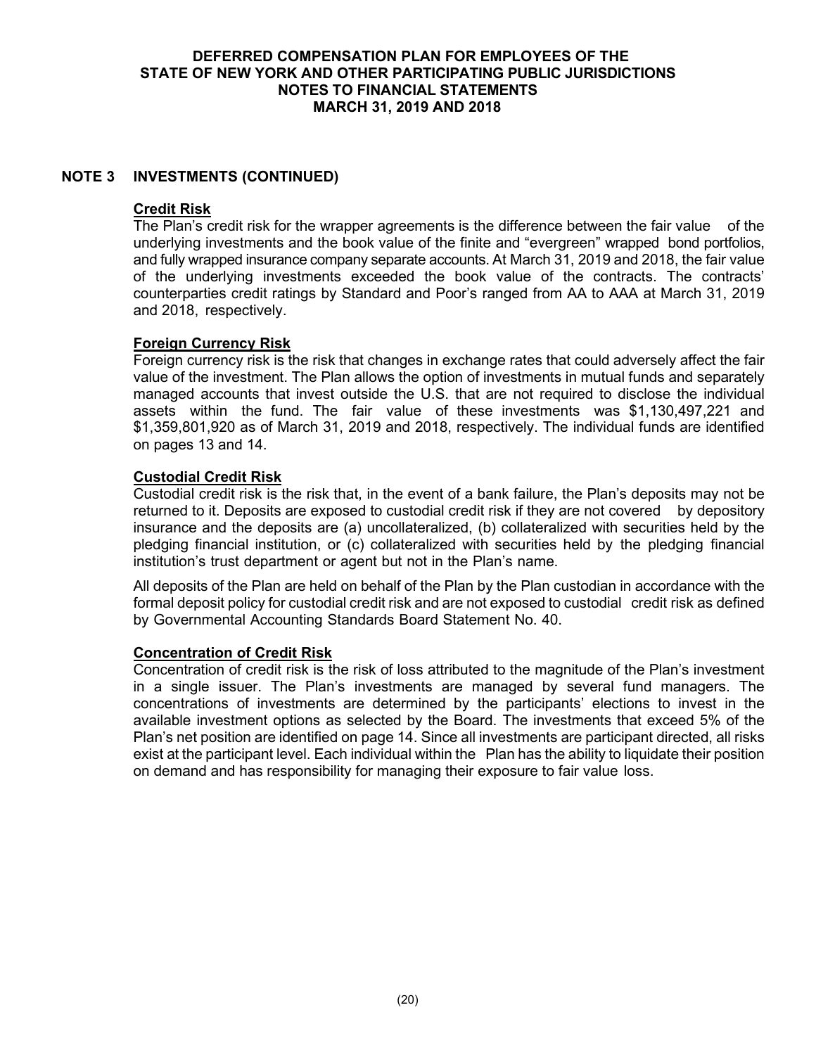## NOTE 3 INVESTMENTS (CONTINUED)

**Credit Risk**

The Plan's credit risk for the wrapper agreements is the difference between the fair value of the underlying investments and the book value of the finite and "evergreen" wrapped bond portfolios, and fully wrapped insurance company separate accounts. At March 31, 2019 and 2018, the fair value of the underlying investments exceeded the book value of the contracts. The contracts' counterparties credit ratings by Standard and Poor's ranged from AA to AAA at March 31, 2019 and 2018, respectively.

**Foreign Currency Risk**

Foreign currency risk is the risk that changes in exchange rates that could adversely affect the fair value of the investment. The Plan allows the option of investments in mutual funds and separately managed accounts that invest outside the U.S. that are not required to disclose the individual assets within the fund. The fair value of these investments was $1,130,497,221 and $1,359,801,920 as of March 31, 2019 and 2018, respectively. The individual funds are identified on pages 13 and 14.

**Custodial Credit Risk**

Custodial credit risk is the risk that, in the event of a bank failure, the Plan's deposits may not be returned to it. Deposits are exposed to custodial credit risk if they are not covered by depository insurance and the deposits are (a) uncollateralized, (b) collateralized with securities held by the pledging financial institution, or (c) collateralized with securities held by the pledging financial institution's trust department or agent but not in the Plan's name.

All deposits of the Plan are held on behalf of the Plan by the Plan custodian in accordance with the formal deposit policy for custodial credit risk and are not exposed to custodial credit risk as defined by Governmental Accounting Standards Board Statement No. 40.

**Concentration of Credit Risk**

Concentration of credit risk is the risk of loss attributed to the magnitude of the Plan's investment in a single issuer. The Plan's investments are managed by several fund managers. The concentrations of investments are determined by the participants' elections to invest in the available investment options as selected by the Board. The investments that exceed 5% of the Plan's net position are identified on page 14. Since all investments are participant directed, all risks exist at the participant level. Each individual within the Plan has the ability to liquidate their position on demand and has responsibility for managing their exposure to fair value loss.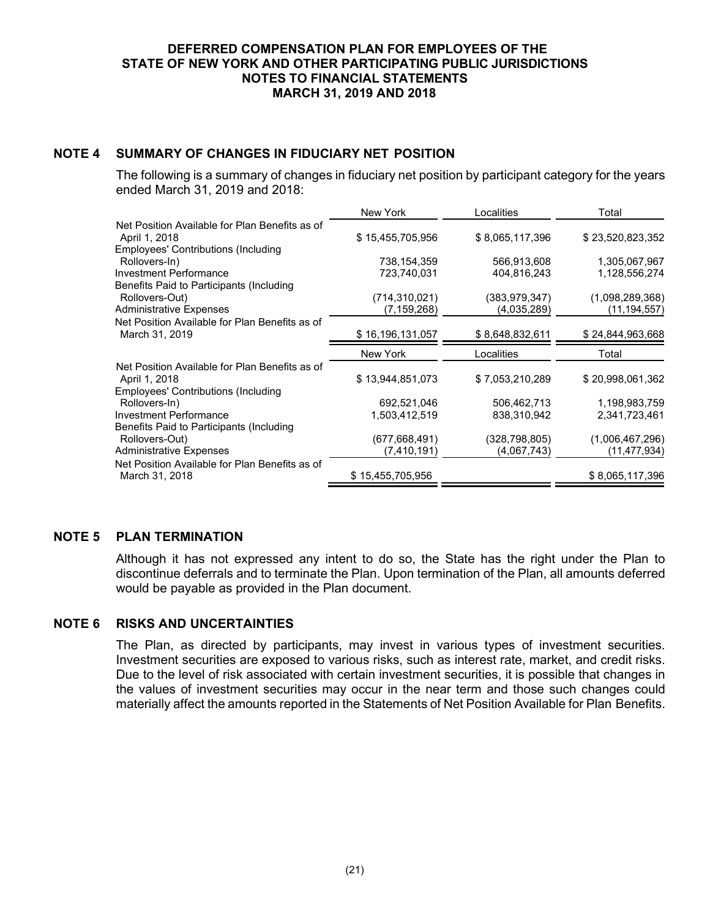**DEFERRED COMPENSATION PLAN FOR EMPLOYEES OF THE STATE OF NEW YORK AND OTHER PARTICIPATING PUBLIC JURISDICTIONS**
**NOTES TO FINANCIAL STATEMENTS**
**MARCH 31, 2019 AND 2018**

## NOTE 4 SUMMARY OF CHANGES IN FIDUCIARY NET POSITION

The following is a summary of changes in fiduciary net position by participant category for the years ended March 31, 2019 and 2018:

| | New York | Localities | Total |
|---|---|---|---|
| Net Position Available for Plan Benefits as of April 1, 2018 | $ 15,455,705,956 | $ 8,065,117,396 | $ 23,520,823,352 |
| Employees' Contributions (Including Rollovers-In) | 738,154,359 | 566,913,608 | 1,305,067,967 |
| Investment Performance | 723,740,031 | 404,816,243 | 1,128,556,274 |
| Benefits Paid to Participants (Including Rollovers-Out) | (714,310,021) | (383,979,347) | (1,098,289,368) |
| Administrative Expenses | (7,159,268) | (4,035,289) | (11,194,557) |
| Net Position Available for Plan Benefits as of March 31, 2019 | $ 16,196,131,057 | $ 8,648,832,611 | $ 24,844,963,668 |

| | New York | Localities | Total |
|---|---|---|---|
| Net Position Available for Plan Benefits as of April 1, 2018 | $ 13,944,851,073 | $ 7,053,210,289 | $ 20,998,061,362 |
| Employees' Contributions (Including Rollovers-In) | 692,521,046 | 506,462,713 | 1,198,983,759 |
| Investment Performance | 1,503,412,519 | 838,310,942 | 2,341,723,461 |
| Benefits Paid to Participants (Including Rollovers-Out) | (677,668,491) | (328,798,805) | (1,006,467,296) |
| Administrative Expenses | (7,410,191) | (4,067,743) | (11,477,934) |
| Net Position Available for Plan Benefits as of March 31, 2018 | $ 15,455,705,956 | | $ 8,065,117,396 |

## NOTE 5 PLAN TERMINATION

Although it has not expressed any intent to do so, the State has the right under the Plan to discontinue deferrals and to terminate the Plan. Upon termination of the Plan, all amounts deferred would be payable as provided in the Plan document.

## NOTE 6 RISKS AND UNCERTAINTIES

The Plan, as directed by participants, may invest in various types of investment securities. Investment securities are exposed to various risks, such as interest rate, market, and credit risks. Due to the level of risk associated with certain investment securities, it is possible that changes in the values of investment securities may occur in the near term and those such changes could materially affect the amounts reported in the Statements of Net Position Available for Plan Benefits.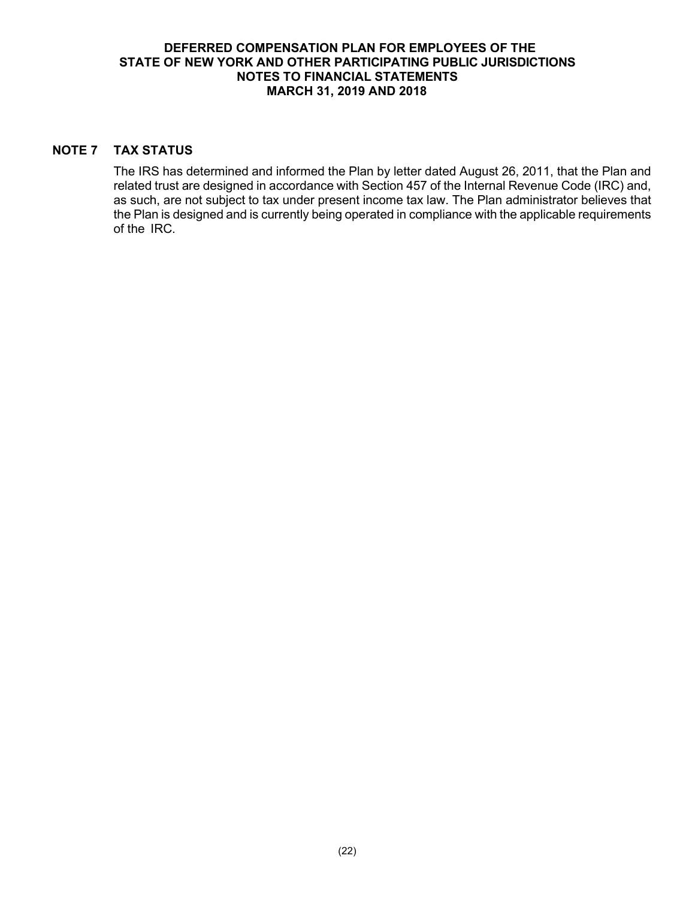## NOTE 7 TAX STATUS

The IRS has determined and informed the Plan by letter dated August 26, 2011, that the Plan and related trust are designed in accordance with Section 457 of the Internal Revenue Code (IRC) and, as such, are not subject to tax under present income tax law. The Plan administrator believes that the Plan is designed and is currently being operated in compliance with the applicable requirements of the IRC.